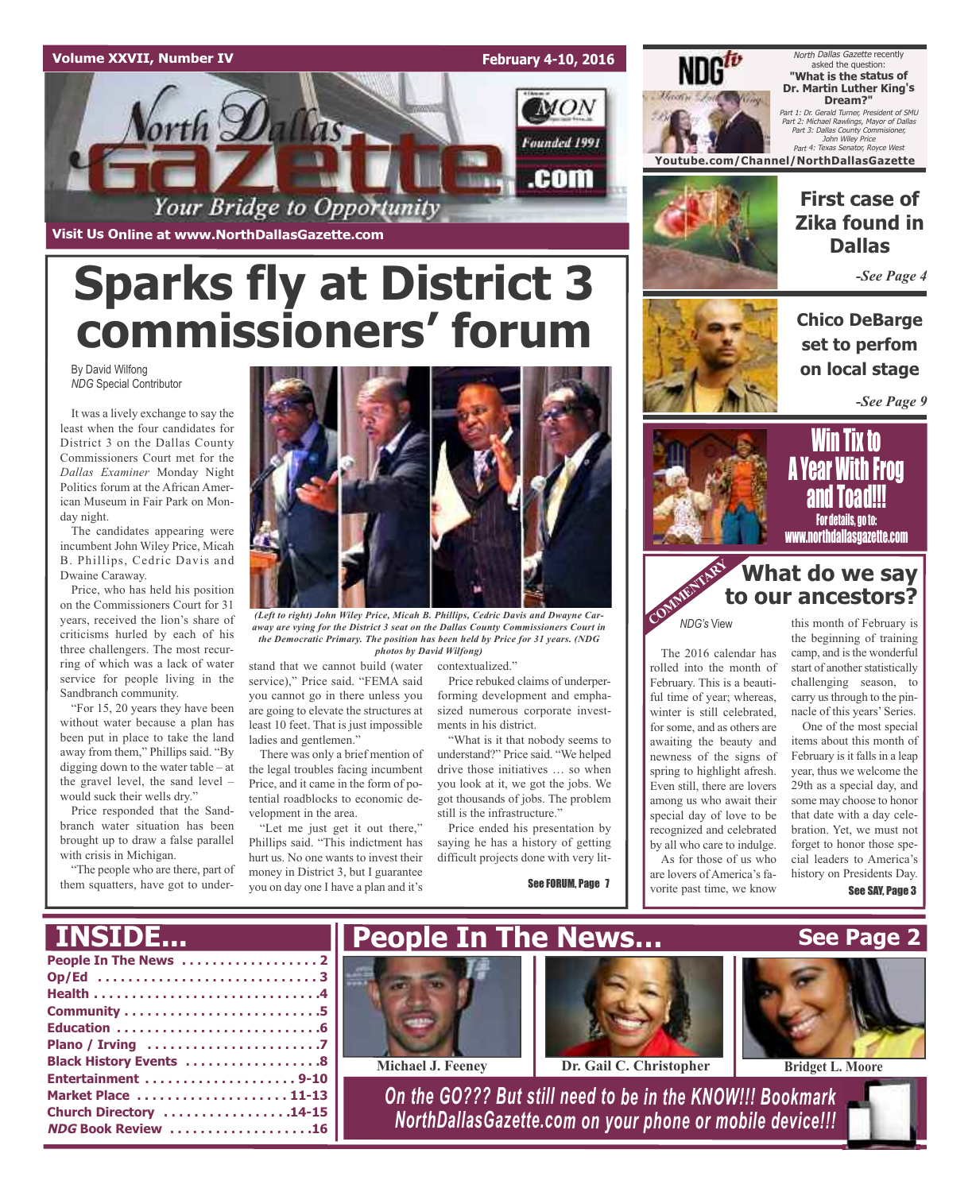Volume XXVII, Number IV — February 4-10, 2016

# North Dallas Gazette

Founded 1991

*Your Bridge to Opportunity*

Visit Us Online at www.NorthDallasGazette.com

*North Dallas Gazette* recently asked the question: **"What is the status of Dr. Martin Luther King's Dream?"**

*Part 1: Dr. Gerald Turner, President of SMU*
*Part 2: Michael Rawlings, Mayor of Dallas*
*Part 3: Dallas County Commisioner, John Wiley Price*
*Part 4: Texas Senator, Royce West*

**Youtube.com/Channel/NorthDallasGazette**

# Sparks fly at District 3 commissioners' forum

By David Wilfong
*NDG* Special Contributor

It was a lively exchange to say the least when the four candidates for District 3 on the Dallas County Commissioners Court met for the *Dallas Examiner* Monday Night Politics forum at the African American Museum in Fair Park on Monday night.

The candidates appearing were incumbent John Wiley Price, Micah B. Phillips, Cedric Davis and Dwaine Caraway.

Price, who has held his position on the Commissioners Court for 31 years, received the lion's share of criticisms hurled by each of his three challengers. The most recurring of which was a lack of water service for people living in the Sandbranch community.

"For 15, 20 years they have been without water because a plan has been put in place to take the land away from them," Phillips said. "By digging down to the water table – at the gravel level, the sand level – would suck their wells dry."

Price responded that the Sandbranch water situation has been brought up to draw a false parallel with crisis in Michigan.

"The people who are there, part of them squatters, have got to understand that we cannot build (water service)," Price said. "FEMA said you cannot go in there unless you are going to elevate the structures at least 10 feet. That is just impossible ladies and gentlemen."

There was only a brief mention of the legal troubles facing incumbent Price, and it came in the form of potential roadblocks to economic development in the area.

"Let me just get it out there," Phillips said. "This indictment has hurt us. No one wants to invest their money in District 3, but I guarantee you on day one I have a plan and it's contextualized."

Price rebuked claims of underperforming development and emphasized numerous corporate investments in his district.

"What is it that nobody seems to understand?" Price said. "We helped drive those initiatives … so when you look at it, we got the jobs. We got thousands of jobs. The problem still is the infrastructure."

Price ended his presentation by saying he has a history of getting difficult projects done with very lit-

See FORUM, Page 7

*(Left to right) John Wiley Price, Micah B. Phillips, Cedric Davis and Dwayne Caraway are vying for the District 3 seat on the Dallas County Commissioners Court in the Democratic Primary. The position has been held by Price for 31 years. (NDG photos by David Wilfong)*

## First case of Zika found in Dallas

*-See Page 4*

## Chico DeBarge set to perfom on local stage

*-See Page 9*

## Win Tix to A Year With Frog and Toad!!!

For details, go to: www.northdallasgazette.com

COMMENTARY

## What do we say to our ancestors?

*NDG's* View

The 2016 calendar has rolled into the month of February. This is a beautiful time of year; whereas, winter is still celebrated, for some, and as others are awaiting the beauty and newness of the signs of spring to highlight afresh. Even still, there are lovers among us who await their special day of love to be recognized and celebrated by all who care to indulge.

As for those of us who are lovers of America's favorite past time, we know this month of February is the beginning of training camp, and is the wonderful start of another statistically challenging season, to carry us through to the pinnacle of this years' Series.

One of the most special items about this month of February is it falls in a leap year, thus we welcome the 29th as a special day, and some may choose to honor that date with a day celebration. Yet, we must not forget to honor those special leaders to America's history on Presidents Day.

See SAY, Page 3

## INSIDE...

- People In The News . . . . . 2
- Op/Ed . . . . . 3
- Health . . . . . 4
- Community . . . . . 5
- Education . . . . . 6
- Plano / Irving . . . . . 7
- Black History Events . . . . . 8
- Entertainment . . . . . 9-10
- Market Place . . . . . 11-13
- Church Directory . . . . . 14-15
- *NDG* Book Review . . . . . 16

## People In The News... See Page 2

Michael J. Feeney — Dr. Gail C. Christopher — Bridget L. Moore

*On the GO??? But still need to be in the KNOW!!! Bookmark NorthDallasGazette.com on your phone or mobile device!!!*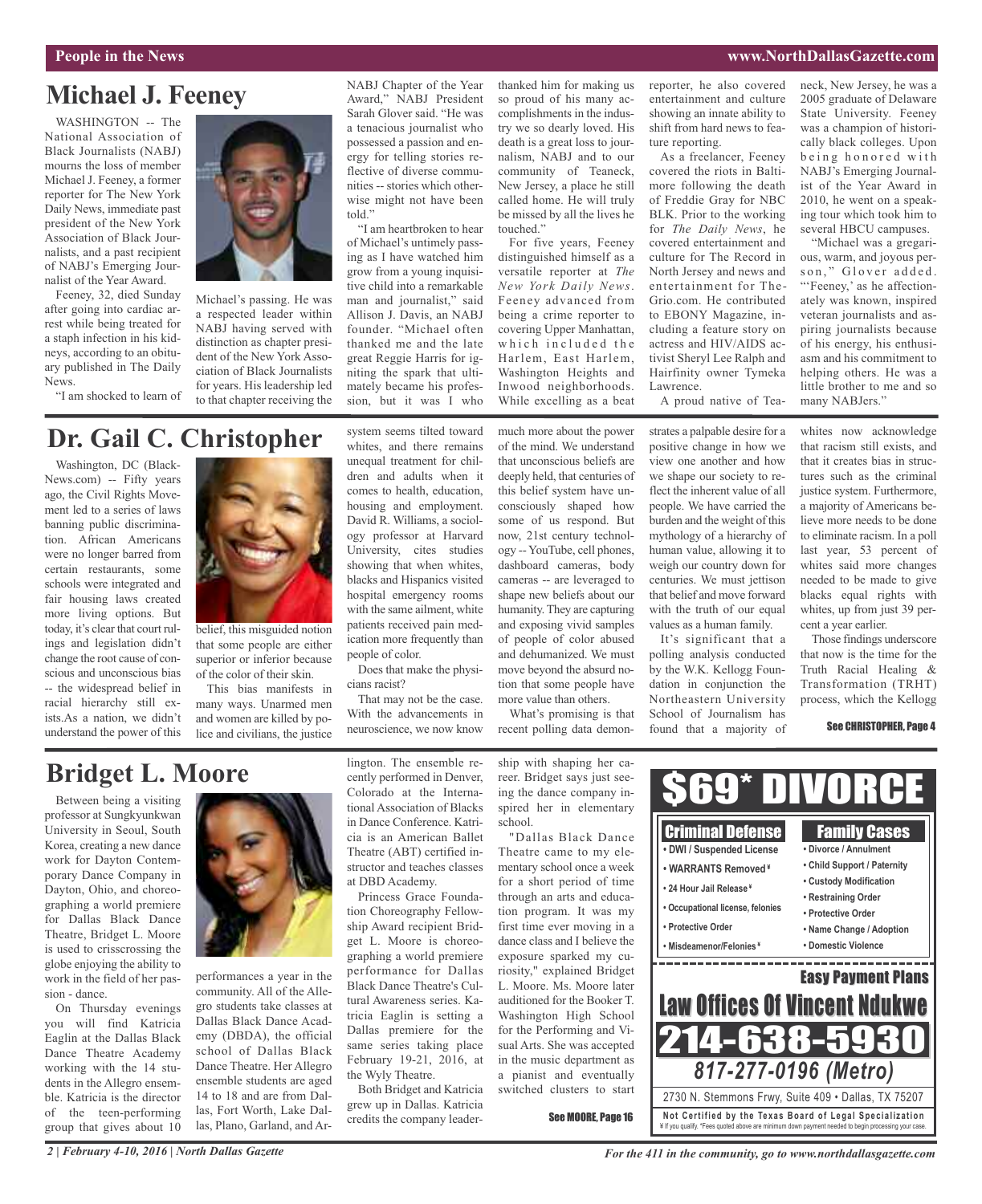## Michael J. Feeney

WASHINGTON -- The National Association of Black Journalists (NABJ) mourns the loss of member Michael J. Feeney, a former reporter for The New York Daily News, immediate past president of the New York Association of Black Journalists, and a past recipient of NABJ's Emerging Journalist of the Year Award.

Feeney, 32, died Sunday after going into cardiac arrest while being treated for a staph infection in his kidneys, according to an obituary published in The Daily News.

"I am shocked to learn of Michael's passing. He was a respected leader within NABJ having served with distinction as chapter president of the New York Association of Black Journalists for years. His leadership led to that chapter receiving the NABJ Chapter of the Year Award," NABJ President Sarah Glover said. "He was a tenacious journalist who possessed a passion and energy for telling stories reflective of diverse communities -- stories which otherwise might not have been told."

"I am heartbroken to hear of Michael's untimely passing as I have watched him grow from a young inquisitive child into a remarkable man and journalist," said Allison J. Davis, an NABJ founder. "Michael often thanked me and the late great Reggie Harris for igniting the spark that ultimately became his profession, but it was I who thanked him for making us so proud of his many accomplishments in the industry we so dearly loved. His death is a great loss to journalism, NABJ and to our community of Teaneck, New Jersey, a place he still called home. He will truly be missed by all the lives he touched."

For five years, Feeney distinguished himself as a versatile reporter at *The New York Daily News*. Feeney advanced from being a crime reporter to covering Upper Manhattan, which included the Harlem, East Harlem, Washington Heights and Inwood neighborhoods. While excelling as a beat reporter, he also covered entertainment and culture showing an innate ability to shift from hard news to feature reporting.

As a freelancer, Feeney covered the riots in Baltimore following the death of Freddie Gray for NBC BLK. Prior to the working for *The Daily News*, he covered entertainment and culture for The Record in North Jersey and news and entertainment for TheGrio.com. He contributed to EBONY Magazine, including a feature story on actress and HIV/AIDS activist Sheryl Lee Ralph and Hairfinity owner Tymeka Lawrence.

A proud native of Teaneck, New Jersey, he was a 2005 graduate of Delaware State University. Feeney was a champion of historically black colleges. Upon being honored with NABJ's Emerging Journalist of the Year Award in 2010, he went on a speaking tour which took him to several HBCU campuses.

"Michael was a gregarious, warm, and joyous person," Glover added. "'Feeney,' as he affectionately was known, inspired veteran journalists and aspiring journalists because of his energy, his enthusiasm and his commitment to helping others. He was a little brother to me and so many NABJers."

## Dr. Gail C. Christopher

Washington, DC (BlackNews.com) -- Fifty years ago, the Civil Rights Movement led to a series of laws banning public discrimination. African Americans were no longer barred from certain restaurants, some schools were integrated and fair housing laws created more living options. But today, it's clear that court rulings and legislation didn't change the root cause of conscious and unconscious bias -- the widespread belief in racial hierarchy still exists.As a nation, we didn't understand the power of this belief, this misguided notion that some people are either superior or inferior because of the color of their skin.

This bias manifests in many ways. Unarmed men and women are killed by police and civilians, the justice system seems tilted toward whites, and there remains unequal treatment for children and adults when it comes to health, education, housing and employment. David R. Williams, a sociology professor at Harvard University, cites studies showing that when whites, blacks and Hispanics visited hospital emergency rooms with the same ailment, white patients received pain medication more frequently than people of color.

Does that make the physicians racist?

That may not be the case. With the advancements in neuroscience, we now know much more about the power of the mind. We understand that unconscious beliefs are deeply held, that centuries of this belief system have unconsciously shaped how some of us respond. But now, 21st century technology -- YouTube, cell phones, dashboard cameras, body cameras -- are leveraged to shape new beliefs about our humanity. They are capturing and exposing vivid samples of people of color abused and dehumanized. We must move beyond the absurd notion that some people have more value than others.

What's promising is that recent polling data demonstrates a palpable desire for a positive change in how we view one another and how we shape our society to reflect the inherent value of all people. We have carried the burden and the weight of this mythology of a hierarchy of human value, allowing it to weigh our country down for centuries. We must jettison that belief and move forward with the truth of our equal values as a human family.

It's significant that a polling analysis conducted by the W.K. Kellogg Foundation in conjunction the Northeastern University School of Journalism has found that a majority of whites now acknowledge that racism still exists, and that it creates bias in structures such as the criminal justice system. Furthermore, a majority of Americans believe more needs to be done to eliminate racism. In a poll last year, 53 percent of whites said more changes needed to be made to give blacks equal rights with whites, up from just 39 percent a year earlier.

Those findings underscore that now is the time for the Truth Racial Healing & Transformation (TRHT) process, which the Kellogg

See CHRISTOPHER, Page 4

## Bridget L. Moore

Between being a visiting professor at Sungkyunkwan University in Seoul, South Korea, creating a new dance work for Dayton Contemporary Dance Company in Dayton, Ohio, and choreographing a world premiere for Dallas Black Dance Theatre, Bridget L. Moore is used to crisscrossing the globe enjoying the ability to work in the field of her passion - dance.

On Thursday evenings you will find Katricia Eaglin at the Dallas Black Dance Theatre Academy working with the 14 students in the Allegro ensemble. Katricia is the director of the teen-performing group that gives about 10 performances a year in the community. All of the Allegro students take classes at Dallas Black Dance Academy (DBDA), the official school of Dallas Black Dance Theatre. Her Allegro ensemble students are aged 14 to 18 and are from Dallas, Fort Worth, Lake Dallas, Plano, Garland, and Arlington. The ensemble recently performed in Denver, Colorado at the International Association of Blacks in Dance Conference. Katricia is an American Ballet Theatre (ABT) certified instructor and teaches classes at DBD Academy.

Princess Grace Foundation Choreography Fellowship Award recipient Bridget L. Moore is choreographing a world premiere performance for Dallas Black Dance Theatre's Cultural Awareness series. Katricia Eaglin is setting a Dallas premiere for the same series taking place February 19-21, 2016, at the Wyly Theatre.

Both Bridget and Katricia grew up in Dallas. Katricia credits the company leadership with shaping her career. Bridget says just seeing the dance company inspired her in elementary school.

"Dallas Black Dance Theatre came to my elementary school once a week for a short period of time through an arts and education program. It was my first time ever moving in a dance class and I believe the exposure sparked my curiosity," explained Bridget L. Moore. Ms. Moore later auditioned for the Booker T. Washington High School for the Performing and Visual Arts. She was accepted in the music department as a pianist and eventually switched clusters to start

See MOORE, Page 16

**$69* DIVORCE**

**Criminal Defense**
- DWI / Suspended License
- WARRANTS Removed ¥
- 24 Hour Jail Release ¥
- Occupational license, felonies
- Protective Order
- Misdeamenor/Felonies ¥

**Family Cases**
- Divorce / Annulment
- Child Support / Paternity
- Custody Modification
- Restraining Order
- Protective Order
- Name Change / Adoption
- Domestic Violence

**Easy Payment Plans**

**Law Offices Of Vincent Ndukwe**

**214-638-5930**

*817-277-0196 (Metro)*

2730 N. Stemmons Frwy, Suite 409 • Dallas, TX 75207

Not Certified by the Texas Board of Legal Specialization

¥ If you qualify. *Fees quoted above are minimum down payment needed to begin processing your case.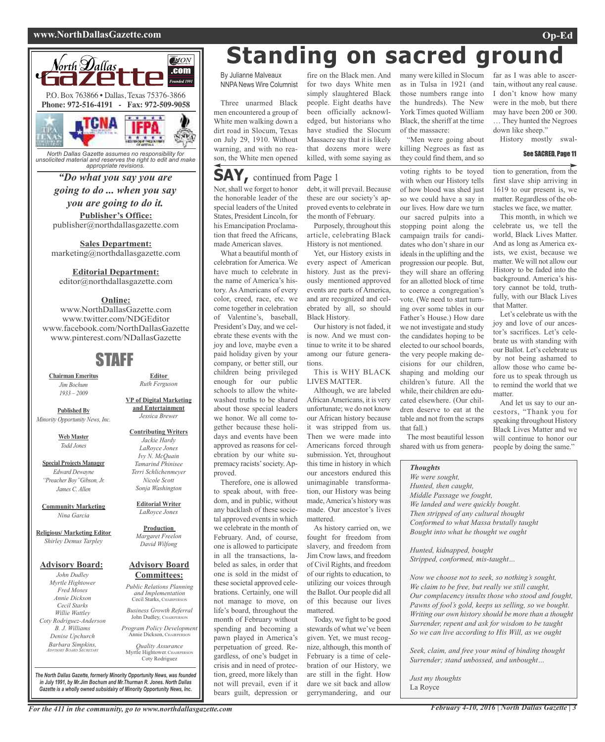North Dallas Gazette .com

Founded 1991

P.O. Box 763866 • Dallas, Texas 75376-3866
**Phone: 972-516-4191 - Fax: 972-509-9058**

*North Dallas Gazette assumes no responsibility for unsolicited material and reserves the right to edit and make appropriate revisions.*

***"Do what you say you are going to do ... when you say you are going to do it.***

**Publisher's Office:**
publisher@northdallasgazette.com

**Sales Department:**
marketing@northdallasgazette.com

**Editorial Department:**
editor@northdallasgazette.com

**Online:**
www.NorthDallasGazette.com
www.twitter.com/NDGEditor
www.facebook.com/NorthDallasGazette
www.pinterest.com/NDallasGazette

## STAFF

**Chairman Emeritus**
*Jim Bochum*
*1933 – 2009*

**Published By**
*Minority Opportunity News, Inc.*

**Web Master**
*Todd Jones*

**Special Projects Manager**
*Edward Dewayne "Preacher Boy" Gibson, Jr.*
*James C. Allen*

**Community Marketing**
*Nina Garcia*

**Religious/ Marketing Editor**
*Shirley Demus Tarpley*

**Editor**
*Ruth Ferguson*

**VP of Digital Marketing and Entertainment**
*Jessica Brewer*

**Contributing Writers**
*Jackie Hardy*
*LaRoyce Jones*
*Ivy N. McQuain*
*Tamarind Phinisee*
*Terri Schlichenmeyer*
*Nicole Scott*
*Sonja Washington*

**Editorial Writer**
*LaRoyce Jones*

**Production**
*Margaret Freelon*
*David Wilfong*

**Advisory Board:**
*John Dudley*
*Myrtle Hightower*
*Fred Moses*
*Annie Dickson*
*Cecil Starks*
*Willie Wattley*
*Coty Rodriguez-Anderson*
*B. J. Williams*
*Denise Upchurch*
*Barbara Simpkins, Advisory Board Secretary*

**Advisory Board Committees:**
*Public Relations Planning and Implementation*
Cecil Starks, Chairperson

*Business Growth Referral*
John Dudley, Chairperson

*Program Policy Development*
Annie Dickson, Chairperson

*Quality Assurance*
Myrtle Hightower, Chairperson
Coty Rodriguez

*The North Dallas Gazette, formerly Minority Opportunity News, was founded in July 1991, by Mr.Jim Bochum and Mr.Thurman R. Jones. North Dallas Gazette is a wholly owned subsidaiy of Minority Opportunity News, Inc.*

# Standing on sacred ground

By Julianne Malveaux
NNPA News Wire Columnist

Three unarmed Black men encountered a group of White men walking down a dirt road in Slocum, Texas on July 29, 1910. Without warning, and with no reason, the White men opened fire on the Black men. And for two days White men simply slaughtered Black people. Eight deaths have been officially acknowledged, but historians who have studied the Slocum Massacre say that it is likely that dozens more were killed, with some saying as many were killed in Slocum as in Tulsa in 1921 (and those numbers range into the hundreds). The New York Times quoted William Black, the sheriff at the time of the massacre:

"Men were going about killing Negroes as fast as they could find them, and so far as I was able to ascertain, without any real cause. I don't know how many were in the mob, but there may have been 200 or 300. … They hunted the Negroes down like sheep."

History mostly swal-

See SACRED, Page 11

## SAY, continued from Page 1

Nor, shall we forget to honor the honorable leader of the special leaders of the United States, President Lincoln, for his Emancipation Proclamation that freed the Africans, made American slaves.

What a beautiful month of celebration for America. We have much to celebrate in the name of America's history. As Americans of every color, creed, race, etc. we come together in celebration of Valentine's, baseball, President's Day, and we celebrate these events with the joy and love, maybe even a paid holiday given by your company, or better still, our children being privileged enough for our public schools to allow the whitewashed truths to be shared about those special leaders we honor. We all come together because these holidays and events have been approved as reasons for celebration by our white supremacy racists' society. Approved.

Therefore, one is allowed to speak about, with freedom, and in public, without any backlash of these societal approved events in which we celebrate in the month of February. And, of course, one is allowed to participate in all the transactions, labeled as sales, in order that one is sold in the midst of these societal approved celebrations. Certainly, one will not manage to move, on life's board, throughout the month of February without spending and becoming a pawn played in America's perpetuation of greed. Regardless, of one's budget in crisis and in need of protection, greed, more likely than not will prevail, even if it bears guilt, depression or debt, it will prevail. Because these are our society's approved events to celebrate in the month of February.

Purposely, throughout this article, celebrating Black History is not mentioned.

Yet, our History exists in every aspect of American history. Just as the previously mentioned approved events are parts of America, and are recognized and celebrated by all, so should Black History.

Our history is not faded, it is now. And we must continue to write it to be shared among our future generations.

This is WHY BLACK LIVES MATTER.

Although, we are labeled African Americans, it is very unfortunate; we do not know our African history because it was stripped from us. Then we were made into Americans forced through submission. Yet, throughout this time in history in which our ancestors endured this unimaginable transformation, our History was being made, America's history was made. Our ancestor's lives mattered.

As history carried on, we fought for freedom from slavery, and freedom from Jim Crow laws, and freedom of Civil Rights, and freedom of our rights to education, to utilizing our voices through the Ballot. Our people did all of this because our lives mattered.

Today, we fight to be good stewards of what we've been given. Yet, we must recognize, although, this month of February is a time of celebration of our History, we are still in the fight. How dare we sit back and allow gerrymandering, and our voting rights to be toyed with when our History tells of how blood was shed just so we could have a say in our lives. How dare we turn our sacred pulpits into a stopping point along the campaign trails for candidates who don't share in our ideals in the uplifting and the progression our people. But, they will share an offering for an allotted block of time to coerce a congregation's vote. (We need to start turning over some tables in our Father's House.) How dare we not investigate and study the candidates hoping to be elected to our school boards, the very people making decisions for our children, shaping and molding our children's future. All the while, their children are educated elsewhere. (Our children deserve to eat at the table and not from the scraps that fall.)

The most beautiful lesson shared with us from generation to generation, from the first slave ship arriving in 1619 to our present is, we matter. Regardless of the obstacles we face, we matter.

This month, in which we celebrate us, we tell the world, Black Lives Matter. And as long as America exists, we exist, because we matter. We will not allow our History to be faded into the background. America's history cannot be told, truthfully, with our Black Lives that Matter.

Let's celebrate us with the joy and love of our ancestor's sacrifices. Let's celebrate us with standing with our Ballot. Let's celebrate us by not being ashamed to allow those who came before us to speak through us to remind the world that we matter.

And let us say to our ancestors, "Thank you for speaking throughout History Black Lives Matter and we will continue to honor our people by doing the same."

***Thoughts***

*We were sought,*
*Hunted, then caught,*
*Middle Passage we fought,*
*We landed and were quickly bought.*
*Then stripped of any cultural thought*
*Conformed to what Massa brutally taught*
*Bought into what he thought we ought*

*Hunted, kidnapped, bought*
*Stripped, conformed, mis-taught…*

*Now we choose not to seek, so nothing's sought,*
*We claim to be free, but really we still caught,*
*Our complacency insults those who stood and fought,*
*Pawns of fool's gold, keeps us selling, so we bought.*
*Writing our own history should be more than a thought*
*Surrender, repent and ask for wisdom to be taught*
*So we can live according to His Will, as we ought*

*Seek, claim, and free your mind of binding thought*
*Surrender; stand unbossed, and unbought…*

*Just my thoughts*
La Royce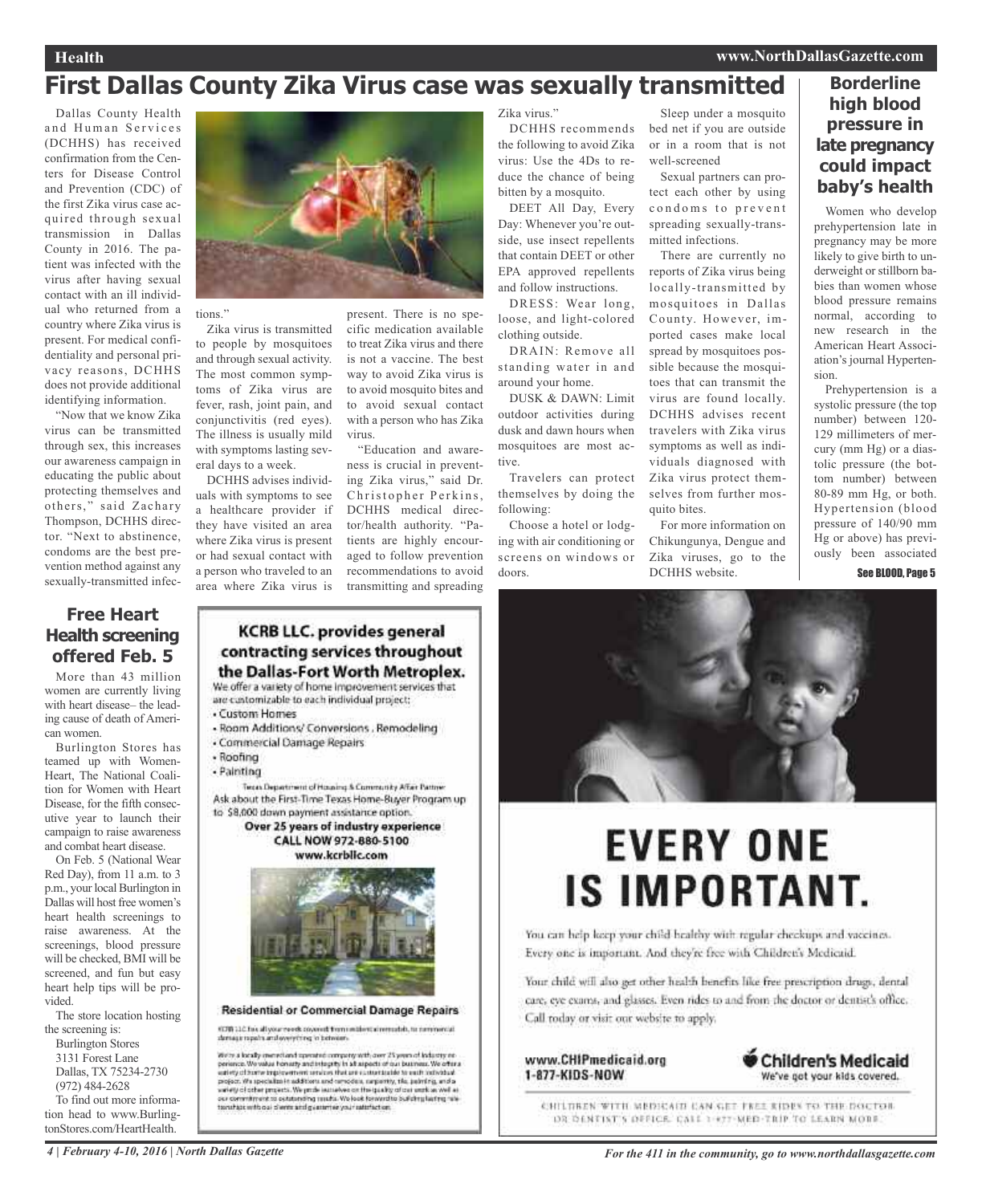# First Dallas County Zika Virus case was sexually transmitted

Dallas County Health and Human Services (DCHHS) has received confirmation from the Centers for Disease Control and Prevention (CDC) of the first Zika virus case acquired through sexual transmission in Dallas County in 2016. The patient was infected with the virus after having sexual contact with an ill individual who returned from a country where Zika virus is present. For medical confidentiality and personal privacy reasons, DCHHS does not provide additional identifying information.

"Now that we know Zika virus can be transmitted through sex, this increases our awareness campaign in educating the public about protecting themselves and others," said Zachary Thompson, DCHHS director. "Next to abstinence, condoms are the best prevention method against any sexually-transmitted infections."

Zika virus is transmitted to people by mosquitoes and through sexual activity. The most common symptoms of Zika virus are fever, rash, joint pain, and conjunctivitis (red eyes). The illness is usually mild with symptoms lasting several days to a week.

DCHHS advises individuals with symptoms to see a healthcare provider if they have visited an area where Zika virus is present or had sexual contact with a person who traveled to an area where Zika virus is present. There is no specific medication available to treat Zika virus and there is not a vaccine. The best way to avoid Zika virus is to avoid mosquito bites and to avoid sexual contact with a person who has Zika virus.

"Education and awareness is crucial in preventing Zika virus," said Dr. Christopher Perkins, DCHHS medical director/health authority. "Patients are highly encouraged to follow prevention recommendations to avoid transmitting and spreading Zika virus."

DCHHS recommends the following to avoid Zika virus: Use the 4Ds to reduce the chance of being bitten by a mosquito.

DEET All Day, Every Day: Whenever you're outside, use insect repellents that contain DEET or other EPA approved repellents and follow instructions.

DRESS: Wear long, loose, and light-colored clothing outside.

DRAIN: Remove all standing water in and around your home.

DUSK & DAWN: Limit outdoor activities during dusk and dawn hours when mosquitoes are most active.

Travelers can protect themselves by doing the following:

Choose a hotel or lodging with air conditioning or screens on windows or doors.

Sleep under a mosquito bed net if you are outside or in a room that is not well-screened

Sexual partners can protect each other by using condoms to prevent spreading sexually-transmitted infections.

There are currently no reports of Zika virus being locally-transmitted by mosquitoes in Dallas County. However, imported cases make local spread by mosquitoes possible because the mosquitoes that can transmit the virus are found locally. DCHHS advises recent travelers with Zika virus symptoms as well as individuals diagnosed with Zika virus protect themselves from further mosquito bites.

For more information on Chikungunya, Dengue and Zika viruses, go to the DCHHS website.

## Borderline high blood pressure in late pregnancy could impact baby's health

Women who develop prehypertension late in pregnancy may be more likely to give birth to underweight or stillborn babies than women whose blood pressure remains normal, according to new research in the American Heart Association's journal Hypertension.

Prehypertension is a systolic pressure (the top number) between 120-129 millimeters of mercury (mm Hg) or a diastolic pressure (the bottom number) between 80-89 mm Hg, or both. Hypertension (blood pressure of 140/90 mm Hg or above) has previously been associated

See BLOOD, Page 5

## Free Heart Health screening offered Feb. 5

More than 43 million women are currently living with heart disease– the leading cause of death of American women.

Burlington Stores has teamed up with WomenHeart, The National Coalition for Women with Heart Disease, for the fifth consecutive year to launch their campaign to raise awareness and combat heart disease.

On Feb. 5 (National Wear Red Day), from 11 a.m. to 3 p.m., your local Burlington in Dallas will host free women's heart health screenings to raise awareness. At the screenings, blood pressure will be checked, BMI will be screened, and fun but easy heart help tips will be provided.

The store location hosting the screening is:

Burlington Stores
3131 Forest Lane
Dallas, TX 75234-2730
(972) 484-2628

To find out more information head to www.BurlingtonStores.com/HeartHealth.

**KCRB LLC. provides general contracting services throughout the Dallas-Fort Worth Metroplex.**

We offer a variety of home improvement services that are customizable to each individual project:

- Custom Homes
- Room Additions/ Conversions , Remodeling
- Commercial Damage Repairs
- Roofing
- Painting

Texas Department of Housing & Community Affair Partner

Ask about the First-Time Texas Home-Buyer Program up to $8,000 down payment assistance option.

**Over 25 years of industry experience**
**CALL NOW 972-880-5100**
**www.kcrbllc.com**

**Residential or Commercial Damage Repairs**

KCRB LLC has all your needs covered from residential remodels, to commercial damage repairs and everything in between.

We're a locally owned and operated company with over 25 years of industry experience. We value honesty and integrity in all aspects of our business. We offer a variety of home improvement services that are customizable to each individual project. We specialize in additions and remodels, carpentry, tile, painting, and a variety of other projects. We pride ourselves on the quality of our work as well as our commitment to outstanding results. We look forward to building lasting relationships with our clients and guarantee your satisfaction.

# EVERY ONE IS IMPORTANT.

You can help keep your child healthy with regular checkups and vaccines. Every one is important. And they're free with Children's Medicaid.

Your child will also get other health benefits like free prescription drugs, dental care, eye exams, and glasses. Even rides to and from the doctor or dentist's office. Call today or visit our website to apply.

www.CHIPmedicaid.org
1-877-KIDS-NOW

Children's Medicaid
We've got your kids covered.

CHILDREN WITH MEDICAID CAN GET FREE RIDES TO THE DOCTOR OR DENTIST'S OFFICE. CALL 1-877-MED-TRIP TO LEARN MORE.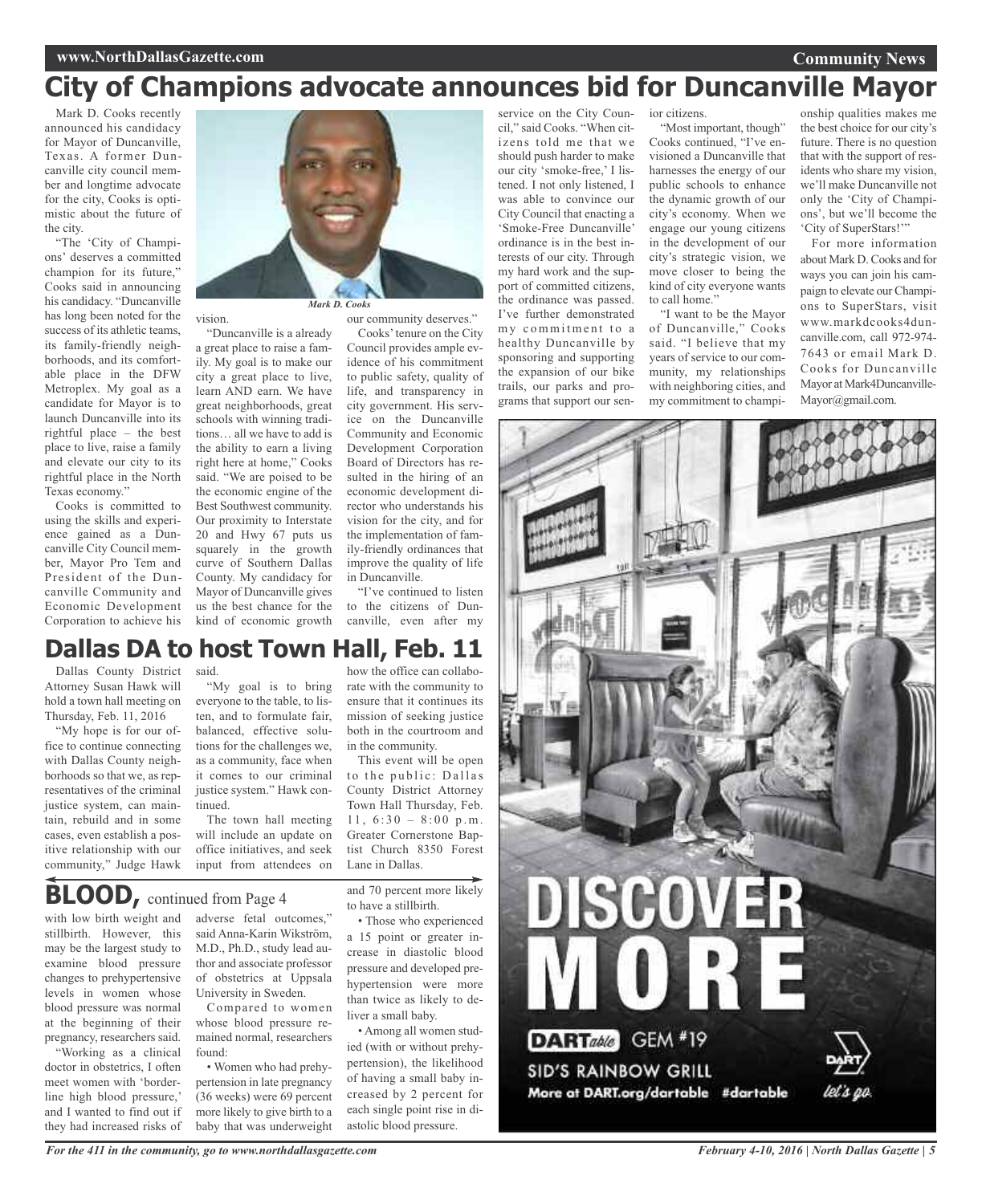# City of Champions advocate announces bid for Duncanville Mayor

Mark D. Cooks recently announced his candidacy for Mayor of Duncanville, Texas. A former Duncanville city council member and longtime advocate for the city, Cooks is optimistic about the future of the city.

"The 'City of Champions' deserves a committed champion for its future," Cooks said in announcing his candidacy. "Duncanville has long been noted for the success of its athletic teams, its family-friendly neighborhoods, and its comfortable place in the DFW Metroplex. My goal as a candidate for Mayor is to launch Duncanville into its rightful place – the best place to live, raise a family and elevate our city to its rightful place in the North Texas economy."

Cooks is committed to using the skills and experience gained as a Duncanville City Council member, Mayor Pro Tem and President of the Duncanville Community and Economic Development Corporation to achieve his vision.

*Mark D. Cooks*

"Duncanville is a already a great place to raise a family. My goal is to make our city a great place to live, learn AND earn. We have great neighborhoods, great schools with winning traditions… all we have to add is the ability to earn a living right here at home," Cooks said. "We are poised to be the economic engine of the Best Southwest community. Our proximity to Interstate 20 and Hwy 67 puts us squarely in the growth curve of Southern Dallas County. My candidacy for Mayor of Duncanville gives us the best chance for the kind of economic growth our community deserves."

Cooks' tenure on the City Council provides ample evidence of his commitment to public safety, quality of life, and transparency in city government. His service on the Duncanville Community and Economic Development Corporation Board of Directors has resulted in the hiring of an economic development director who understands his vision for the city, and for the implementation of family-friendly ordinances that improve the quality of life in Duncanville.

"I've continued to listen to the citizens of Duncanville, even after my service on the City Council," said Cooks. "When citizens told me that we should push harder to make our city 'smoke-free,' I listened. I not only listened, I was able to convince our City Council that enacting a 'Smoke-Free Duncanville' ordinance is in the best interests of our city. Through my hard work and the support of committed citizens, the ordinance was passed. I've further demonstrated my commitment to a healthy Duncanville by sponsoring and supporting the expansion of our bike trails, our parks and programs that support our senior citizens.

"Most important, though" Cooks continued, "I've envisioned a Duncanville that harnesses the energy of our public schools to enhance the dynamic growth of our city's economy. When we engage our young citizens in the development of our city's strategic vision, we move closer to being the kind of city everyone wants to call home."

"I want to be the Mayor of Duncanville," Cooks said. "I believe that my years of service to our community, my relationships with neighboring cities, and my commitment to championship qualities makes me the best choice for our city's future. There is no question that with the support of residents who share my vision, we'll make Duncanville not only the 'City of Champions', but we'll become the 'City of SuperStars!'"

For more information about Mark D. Cooks and for ways you can join his campaign to elevate our Champions to SuperStars, visit www.markdcooks4duncanville.com, call 972-974-7643 or email Mark D. Cooks for Duncanville Mayor at Mark4DuncanvilleMayor@gmail.com.

# Dallas DA to host Town Hall, Feb. 11

Dallas County District Attorney Susan Hawk will hold a town hall meeting on Thursday, Feb. 11, 2016

"My hope is for our office to continue connecting with Dallas County neighborhoods so that we, as representatives of the criminal justice system, can maintain, rebuild and in some cases, even establish a positive relationship with our community," Judge Hawk said.

"My goal is to bring everyone to the table, to listen, and to formulate fair, balanced, effective solutions for the challenges we, as a community, face when it comes to our criminal justice system." Hawk continued.

The town hall meeting will include an update on office initiatives, and seek input from attendees on how the office can collaborate with the community to ensure that it continues its mission of seeking justice both in the courtroom and in the community.

This event will be open to the public: Dallas County District Attorney Town Hall Thursday, Feb. 11, 6:30 – 8:00 p.m. Greater Cornerstone Baptist Church 8350 Forest Lane in Dallas.

# BLOOD, continued from Page 4

with low birth weight and stillbirth. However, this may be the largest study to examine blood pressure changes to prehypertensive levels in women whose blood pressure was normal at the beginning of their pregnancy, researchers said.

"Working as a clinical doctor in obstetrics, I often meet women with 'borderline high blood pressure,' and I wanted to find out if they had increased risks of adverse fetal outcomes," said Anna-Karin Wikström, M.D., Ph.D., study lead author and associate professor of obstetrics at Uppsala University in Sweden.

Compared to women whose blood pressure remained normal, researchers found:

- Women who had prehypertension in late pregnancy (36 weeks) were 69 percent more likely to give birth to a baby that was underweight and 70 percent more likely to have a stillbirth.
- Those who experienced a 15 point or greater increase in diastolic blood pressure and developed prehypertension were more than twice as likely to deliver a small baby.
- Among all women studied (with or without prehypertension), the likelihood of having a small baby increased by 2 percent for each single point rise in diastolic blood pressure.

DISCOVER MORE

DARTable GEM #19

SID'S RAINBOW GRILL

More at DART.org/dartable #dartable

DART let's go.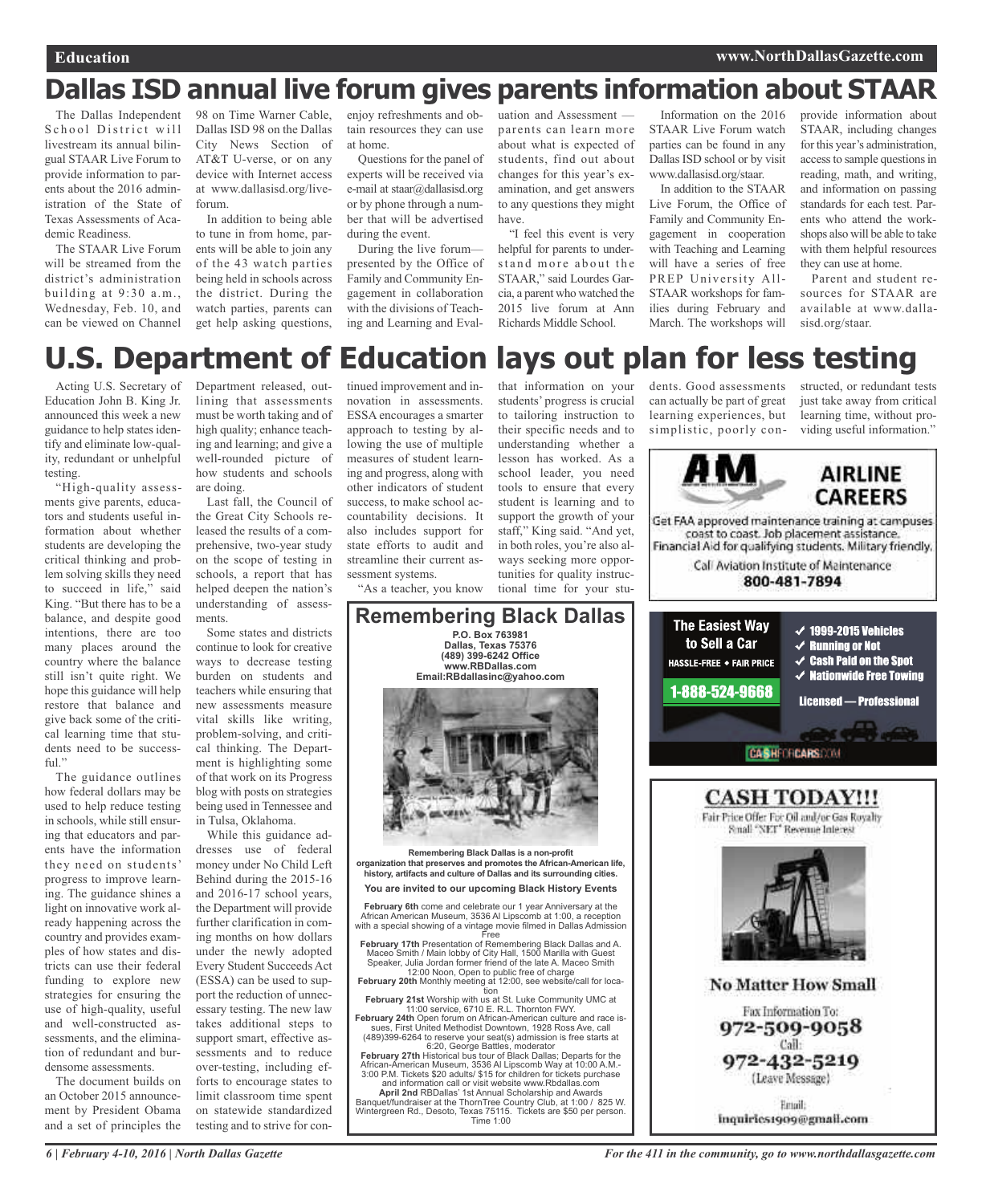# Dallas ISD annual live forum gives parents information about STAAR

The Dallas Independent School District will livestream its annual bilingual STAAR Live Forum to provide information to parents about the 2016 administration of the State of Texas Assessments of Academic Readiness.

The STAAR Live Forum will be streamed from the district's administration building at 9:30 a.m., Wednesday, Feb. 10, and can be viewed on Channel 98 on Time Warner Cable, Dallas ISD 98 on the Dallas City News Section of AT&T U-verse, or on any device with Internet access at www.dallasisd.org/liveforum.

In addition to being able to tune in from home, parents will be able to join any of the 43 watch parties being held in schools across the district. During the watch parties, parents can get help asking questions, enjoy refreshments and obtain resources they can use at home.

Questions for the panel of experts will be received via e-mail at staar@dallasisd.org or by phone through a number that will be advertised during the event.

During the live forum—presented by the Office of Family and Community Engagement in collaboration with the divisions of Teaching and Learning and Evaluation and Assessment — parents can learn more about what is expected of students, find out about changes for this year's examination, and get answers to any questions they might have.

"I feel this event is very helpful for parents to understand more about the STAAR," said Lourdes Garcia, a parent who watched the 2015 live forum at Ann Richards Middle School.

Information on the 2016 STAAR Live Forum watch parties can be found in any Dallas ISD school or by visit www.dallasisd.org/staar.

In addition to the STAAR Live Forum, the Office of Family and Community Engagement in cooperation with Teaching and Learning will have a series of free PREP University All-STAAR workshops for families during February and March. The workshops will provide information about STAAR, including changes for this year's administration, access to sample questions in reading, math, and writing, and information on passing standards for each test. Parents who attend the workshops also will be able to take with them helpful resources they can use at home.

Parent and student resources for STAAR are available at www.dallasisd.org/staar.

# U.S. Department of Education lays out plan for less testing

Acting U.S. Secretary of Education John B. King Jr. announced this week a new guidance to help states identify and eliminate low-quality, redundant or unhelpful testing.

"High-quality assessments give parents, educators and students useful information about whether students are developing the critical thinking and problem solving skills they need to succeed in life," said King. "But there has to be a balance, and despite good intentions, there are too many places around the country where the balance still isn't quite right. We hope this guidance will help restore that balance and give back some of the critical learning time that students need to be successful."

The guidance outlines how federal dollars may be used to help reduce testing in schools, while still ensuring that educators and parents have the information they need on students' progress to improve learning. The guidance shines a light on innovative work already happening across the country and provides examples of how states and districts can use their federal funding to explore new strategies for ensuring the use of high-quality, useful and well-constructed assessments, and the elimination of redundant and burdensome assessments.

The document builds on an October 2015 announcement by President Obama and a set of principles the Department released, outlining that assessments must be worth taking and of high quality; enhance teaching and learning; and give a well-rounded picture of how students and schools are doing.

Last fall, the Council of the Great City Schools released the results of a comprehensive, two-year study on the scope of testing in schools, a report that has helped deepen the nation's understanding of assessments.

Some states and districts continue to look for creative ways to decrease testing burden on students and teachers while ensuring that new assessments measure vital skills like writing, problem-solving, and critical thinking. The Department is highlighting some of that work on its Progress blog with posts on strategies being used in Tennessee and in Tulsa, Oklahoma.

While this guidance addresses use of federal money under No Child Left Behind during the 2015-16 and 2016-17 school years, the Department will provide further clarification in coming months on how dollars under the newly adopted Every Student Succeeds Act (ESSA) can be used to support the reduction of unnecessary testing. The new law takes additional steps to support smart, effective assessments and to reduce over-testing, including efforts to encourage states to limit classroom time spent on statewide standardized testing and to strive for continued improvement and innovation in assessments. ESSA encourages a smarter approach to testing by allowing the use of multiple measures of student learning and progress, along with other indicators of student success, to make school accountability decisions. It also includes support for state efforts to audit and streamline their current assessment systems.

"As a teacher, you know that information on your students' progress is crucial to tailoring instruction to their specific needs and to understanding whether a lesson has worked. As a school leader, you need tools to ensure that every student is learning and to support the growth of your staff," King said. "And yet, in both roles, you're also always seeking more opportunities for quality instructional time for your students. Good assessments can actually be part of great learning experiences, but simplistic, poorly constructed, or redundant tests just take away from critical learning time, without providing useful information."

## Remembering Black Dallas

**P.O. Box 763981**
**Dallas, Texas 75376**
**(489) 399-6242 Office**
**www.RBDallas.com**
**Email:RBdallasinc@yahoo.com**

**Remembering Black Dallas is a non-profit organization that preserves and promotes the African-American life, history, artifacts and culture of Dallas and its surrounding cities.**

**You are invited to our upcoming Black History Events**

**February 6th** come and celebrate our 1 year Anniversary at the African American Museum, 3536 Al Lipscomb at 1:00, a reception with a special showing of a vintage movie filmed in Dallas Admission Free

**February 17th** Presentation of Remembering Black Dallas and A. Maceo Smith / Main lobby of City Hall, 1500 Marilla with Guest Speaker, Julia Jordan former friend of the late A. Maceo Smith 12:00 Noon, Open to public free of charge

**February 20th** Monthly meeting at 12:00, see website/call for location

**February 21st** Worship with us at St. Luke Community UMC at 11:00 service, 6710 E. R.L. Thornton FWY.

**February 24th** Open forum on African-American culture and race issues, First United Methodist Downtown, 1928 Ross Ave, call (489)399-6264 to reserve your seat(s) admission is free starts at 6:20, George Battles, moderator

**February 27th** Historical bus tour of Black Dallas; Departs for the African-American Museum, 3536 Al Lipscomb Way at 10:00 A.M.-3:00 P.M. Tickets $20 adults/ $15 for children for tickets purchase and information call or visit website www.Rbdallas.com

**April 2nd** RBDallas' 1st Annual Scholarship and Awards Banquet/fundraiser at the ThornTree Country Club, at 1:00 / 825 W. Wintergreen Rd., Desoto, Texas 75115. Tickets are $50 per person. Time 1:00

**AIRLINE CAREERS**

Get FAA approved maintenance training at campuses coast to coast. Job placement assistance. Financial Aid for qualifying students. Military friendly.

Call Aviation Institute of Maintenance
800-481-7894

**The Easiest Way to Sell a Car**

HASSLE-FREE • FAIR PRICE

1-888-524-9668

- 1999-2015 Vehicles
- Running or Not
- Cash Paid on the Spot
- Nationwide Free Towing

Licensed — Professional

CASHFORCARS.COM

**CASH TODAY!!!**

Fair Price Offer For Oil and/or Gas Royalty
Small "NET" Revenue Interest

**No Matter How Small**

Fax Information To:
972-509-9058
Call:
972-432-5219
(Leave Message)

Email:
inquiries1909@gmail.com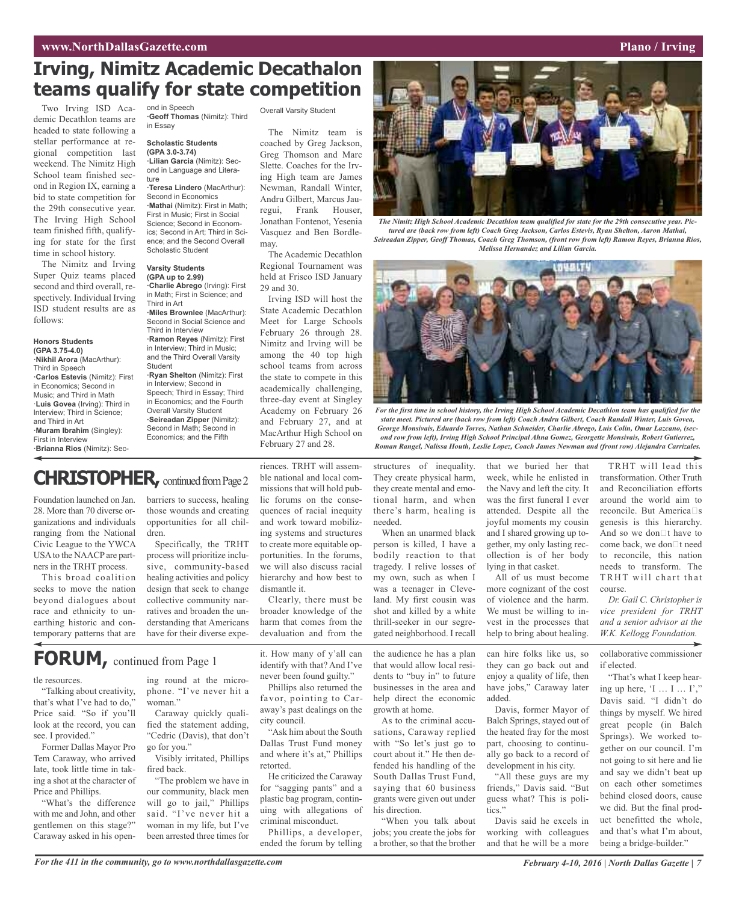# Irving, Nimitz Academic Decathalon teams qualify for state competition

Two Irving ISD Academic Decathlon teams are headed to state following a stellar performance at regional competition last weekend. The Nimitz High School team finished second in Region IX, earning a bid to state competition for the 29th consecutive year. The Irving High School team finished fifth, qualifying for state for the first time in school history.

The Nimitz and Irving Super Quiz teams placed second and third overall, respectively. Individual Irving ISD student results are as follows:

**Honors Students (GPA 3.75-4.0)**

·**Nikhil Arora** (MacArthur): Third in Speech
·**Carlos Estevis** (Nimitz): First in Economics; Second in Music; and Third in Math
·**Luis Govea** (Irving): Third in Interview; Third in Science; and Third in Art
·**Muram Ibrahim** (Singley): First in Interview
·**Brianna Rios** (Nimitz): Second in Speech
·**Geoff Thomas** (Nimitz): Third in Essay

**Scholastic Students (GPA 3.0-3.74)**

·**Lilian Garcia** (Nimitz): Second in Language and Literature
·**Teresa Lindero** (MacArthur): Second in Economics
·**Mathai** (Nimitz): First in Math; First in Music; First in Social Science; Second in Economics; Second in Art; Third in Science; and the Second Overall Scholastic Student

**Varsity Students (GPA up to 2.99)**

·**Charlie Abrego** (Irving): First in Math; First in Science; and Third in Art
·**Miles Brownlee** (MacArthur): Second in Social Science and Third in Interview
·**Ramon Reyes** (Nimitz): First in Interview; Third in Music; and the Third Overall Varsity Student
·**Ryan Shelton** (Nimitz): First in Interview; Second in Speech; Third in Essay; Third in Economics; and the Fourth Overall Varsity Student
·**Seireadan Zipper** (Nimitz): Second in Math; Second in Economics; and the Fifth Overall Varsity Student

The Nimitz team is coached by Greg Jackson, Greg Thomson and Marc Slette. Coaches for the Irving High team are James Newman, Randall Winter, Andru Gilbert, Marcus Jauregui, Frank Houser, Jonathan Fontenot, Yesenia Vasquez and Ben Bordlemay.

The Academic Decathlon Regional Tournament was held at Frisco ISD January 29 and 30.

Irving ISD will host the State Academic Decathlon Meet for Large Schools February 26 through 28. Nimitz and Irving will be among the 40 top high school teams from across the state to compete in this academically challenging, three-day event at Singley Academy on February 26 and February 27, and at MacArthur High School on February 27 and 28.

*The Nimitz High School Academic Decathlon team qualified for state for the 29th consecutive year. Pictured are (back row from left) Coach Greg Jackson, Carlos Estevis, Ryan Shelton, Aaron Mathai, Seireadan Zipper, Geoff Thomas, Coach Greg Thomson, (front row from left) Ramon Reyes, Brianna Rios, Melissa Hernandez and Lilian Garcia.*

*For the first time in school history, the Irving High School Academic Decathlon team has qualified for the state meet. Pictured are (back row from left) Coach Andru Gilbert, Coach Randall Winter, Luis Govea, George Monsivais, Eduardo Torres, Nathan Schneider, Charlie Abrego, Luis Colin, Omar Lazcano, (second row from left), Irving High School Principal Ahna Gomez, Georgette Monsivais, Robert Gutierrez, Roman Rangel, Nalissa Houth, Leslie Lopez, Coach James Newman and (front row) Alejandra Carrizales.*

## CHRISTOPHER, continued from Page 2

Foundation launched on Jan. 28. More than 70 diverse organizations and individuals ranging from the National Civic League to the YWCA USA to the NAACP are partners in the TRHT process.

This broad coalition seeks to move the nation beyond dialogues about race and ethnicity to unearthing historic and contemporary patterns that are barriers to success, healing those wounds and creating opportunities for all children.

Specifically, the TRHT process will prioritize inclusive, community-based healing activities and policy design that seek to change collective community narratives and broaden the understanding that Americans have for their diverse experiences. TRHT will assemble national and local commissions that will hold public forums on the consequences of racial inequity and work toward mobilizing systems and structures to create more equitable opportunities. In the forums, we will also discuss racial hierarchy and how best to dismantle it.

Clearly, there must be broader knowledge of the harm that comes from the devaluation and from the structures of inequality. They create physical harm, they create mental and emotional harm, and when there's harm, healing is needed.

When an unarmed black person is killed, I have a bodily reaction to that tragedy. I relive losses of my own, such as when I was a teenager in Cleveland. My first cousin was shot and killed by a white thrill-seeker in our segregated neighborhood. I recall that we buried her that week, while he enlisted in the Navy and left the city. It was the first funeral I ever attended. Despite all the joyful moments my cousin and I shared growing up together, my only lasting recollection is of her body lying in that casket.

All of us must become more cognizant of the cost of violence and the harm. We must be willing to invest in the processes that help to bring about healing.

TRHT will lead this transformation. Other Truth and Reconciliation efforts around the world aim to reconcile. But America's genesis is this hierarchy. And so we don't have to come back, we don't need to reconcile, this nation needs to transform. The TRHT will chart that course.

*Dr. Gail C. Christopher is vice president for TRHT and a senior advisor at the W.K. Kellogg Foundation.*

## FORUM, continued from Page 1

tle resources.

"Talking about creativity, that's what I've had to do," Price said. "So if you'll look at the record, you can see. I provided."

Former Dallas Mayor Pro Tem Caraway, who arrived late, took little time in taking a shot at the character of Price and Phillips.

"What's the difference with me and John, and other gentlemen on this stage?" Caraway asked in his opening round at the microphone. "I've never hit a woman."

Caraway quickly qualified the statement adding, "Cedric (Davis), that don't go for you."

Visibly irritated, Phillips fired back.

"The problem we have in our community, black men will go to jail," Phillips said. "I've never hit a woman in my life, but I've been arrested three times for it. How many of y'all can identify with that? And I've never been found guilty."

Phillips also returned the favor, pointing to Caraway's past dealings on the city council.

"Ask him about the South Dallas Trust Fund money and where it's at," Phillips retorted.

He criticized the Caraway for "sagging pants" and a plastic bag program, continuing with allegations of criminal misconduct.

Phillips, a developer, ended the forum by telling the audience he has a plan that would allow local residents to "buy in" to future businesses in the area and help direct the economic growth at home.

As to the criminal accusations, Caraway replied with "So let's just go to court about it." He then defended his handling of the South Dallas Trust Fund, saying that 60 business grants were given out under his direction.

"When you talk about jobs; you create the jobs for a brother, so that the brother can hire folks like us, so they can go back out and enjoy a quality of life, then have jobs," Caraway later added.

Davis, former Mayor of Balch Springs, stayed out of the heated fray for the most part, choosing to continually go back to a record of development in his city.

"All these guys are my friends," Davis said. "But guess what? This is politics."

Davis said he excels in working with colleagues and that he will be a more collaborative commissioner if elected.

"That's what I keep hearing up here, 'I … I … I'," Davis said. "I didn't do things by myself. We hired great people (in Balch Springs). We worked together on our council. I'm not going to sit here and lie and say we didn't beat up on each other sometimes behind closed doors, cause we did. But the final product benefitted the whole, and that's what I'm about, being a bridge-builder."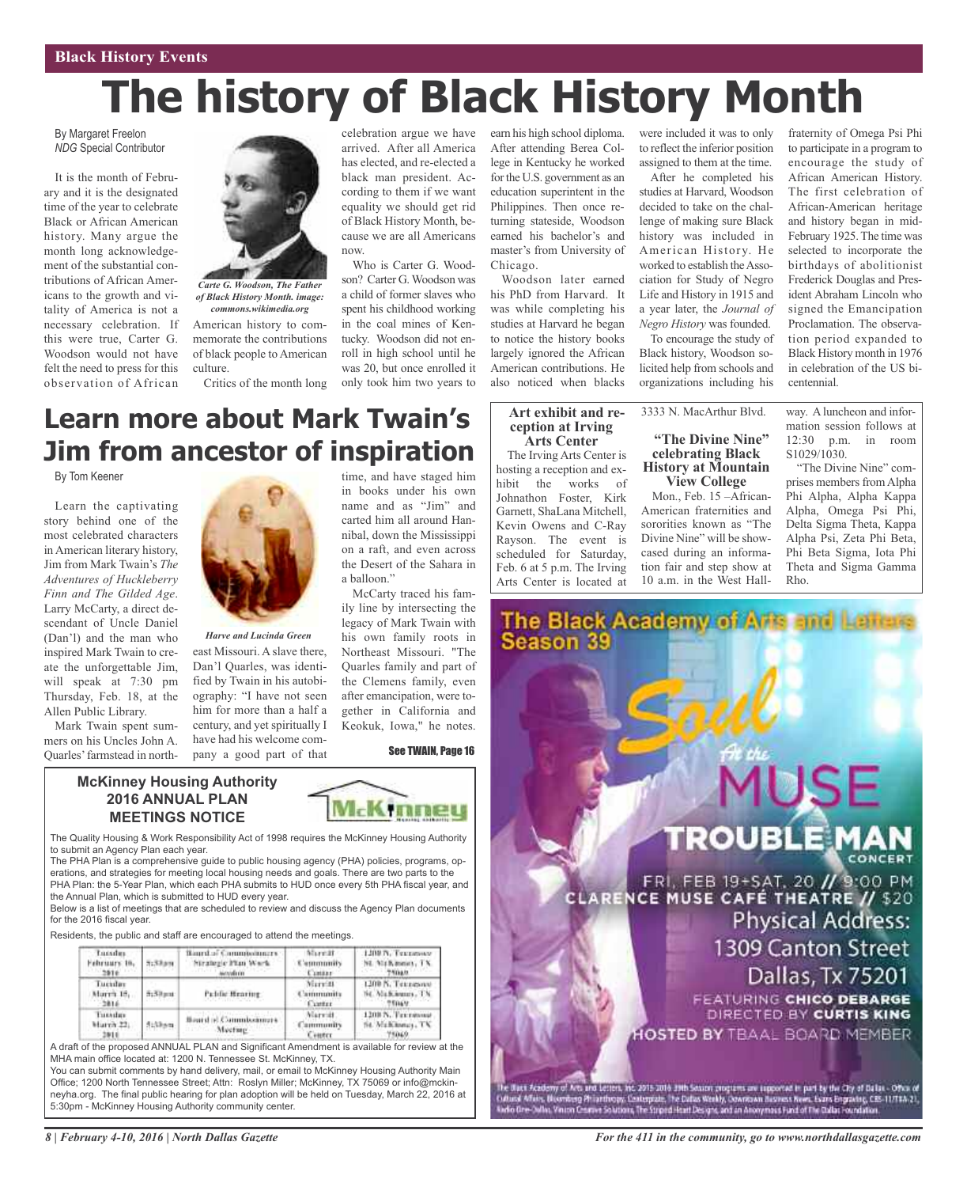Black History Events

# The history of Black History Month

By Margaret Freelon
*NDG* Special Contributor

It is the month of February and it is the designated time of the year to celebrate Black or African American history. Many argue the month long acknowledgement of the substantial contributions of African Americans to the growth and vitality of America is not a necessary celebration. If this were true, Carter G. Woodson would not have felt the need to press for this observation of African American history to commemorate the contributions of black people to American culture.

*Carte G. Woodson, The Father of Black History Month. image: commons.wikimedia.org*

Critics of the month long celebration argue we have arrived. After all America has elected, and re-elected a black man president. According to them if we want equality we should get rid of Black History Month, because we are all Americans now.

Who is Carter G. Woodson? Carter G. Woodson was a child of former slaves who spent his childhood working in the coal mines of Kentucky. Woodson did not enroll in high school until he was 20, but once enrolled it only took him two years to earn his high school diploma. After attending Berea College in Kentucky he worked for the U.S. government as an education superintent in the Philippines. Then once returning stateside, Woodson earned his bachelor's and master's from University of Chicago.

Woodson later earned his PhD from Harvard. It was while completing his studies at Harvard he began to notice the history books largely ignored the African American contributions. He also noticed when blacks were included it was to only to reflect the inferior position assigned to them at the time.

After he completed his studies at Harvard, Woodson decided to take on the challenge of making sure Black history was included in American History. He worked to establish the Association for Study of Negro Life and History in 1915 and a year later, the *Journal of Negro History* was founded.

To encourage the study of Black history, Woodson solicited help from schools and organizations including his fraternity of Omega Psi Phi to participate in a program to encourage the study of African American History. The first celebration of African-American heritage and history began in mid-February 1925. The time was selected to incorporate the birthdays of abolitionist Frederick Douglas and President Abraham Lincoln who signed the Emancipation Proclamation. The observation period expanded to Black History month in 1976 in celebration of the US bicentennial.

# Learn more about Mark Twain's Jim from ancestor of inspiration

By Tom Keener

Learn the captivating story behind one of the most celebrated characters in American literary history, Jim from Mark Twain's *The Adventures of Huckleberry Finn and The Gilded Age*. Larry McCarty, a direct descendant of Uncle Daniel (Dan'l) and the man who inspired Mark Twain to create the unforgettable Jim, will speak at 7:30 pm Thursday, Feb. 18, at the Allen Public Library.

Mark Twain spent summers on his Uncles John A. Quarles' farmstead in northeast Missouri. A slave there, Dan'l Quarles, was identified by Twain in his autobiography: "I have not seen him for more than a half a century, and yet spiritually I have had his welcome company a good part of that time, and have staged him in books under his own name and as "Jim" and carted him all around Hannibal, down the Mississippi on a raft, and even across the Desert of the Sahara in a balloon."

*Harve and Lucinda Green*

McCarty traced his family line by intersecting the legacy of Mark Twain with his own family roots in Northeast Missouri. "The Quarles family and part of the Clemens family, even after emancipation, were together in California and Keokuk, Iowa," he notes.

See TWAIN, Page 16

### Art exhibit and reception at Irving Arts Center

The Irving Arts Center is hosting a reception and exhibit the works of Johnathon Foster, Kirk Garnett, ShaLana Mitchell, Kevin Owens and C-Ray Rayson. The event is scheduled for Saturday, Feb. 6 at 5 p.m. The Irving Arts Center is located at 3333 N. MacArthur Blvd.

### "The Divine Nine" celebrating Black History at Mountain View College

Mon., Feb. 15 –African-American fraternities and sororities known as "The Divine Nine" will be showcased during an information fair and step show at 10 a.m. in the West Hallway. A luncheon and information session follows at 12:30 p.m. in room S1029/1030.

"The Divine Nine" comprises members from Alpha Phi Alpha, Alpha Kappa Alpha, Omega Psi Phi, Delta Sigma Theta, Kappa Alpha Psi, Zeta Phi Beta, Phi Beta Sigma, Iota Phi Theta and Sigma Gamma Rho.

### McKinney Housing Authority 2016 ANNUAL PLAN MEETINGS NOTICE

The Quality Housing & Work Responsibility Act of 1998 requires the McKinney Housing Authority to submit an Agency Plan each year.

The PHA Plan is a comprehensive guide to public housing agency (PHA) policies, programs, operations, and strategies for meeting local housing needs and goals. There are two parts to the PHA Plan: the 5-Year Plan, which each PHA submits to HUD once every 5th PHA fiscal year, and the Annual Plan, which is submitted to HUD every year.

Below is a list of meetings that are scheduled to review and discuss the Agency Plan documents for the 2016 fiscal year.

Residents, the public and staff are encouraged to attend the meetings.

| | | | | |
|---|---|---|---|---|
| Tuesday February 16, 2016 | 5:30pm | Board of Commissioners Strategic Plan Work session | Merritt Community Center | 1200 N. Tennessee St. McKinney, TX 75069 |
| Tuesday March 15, 2016 | 5:30pm | Public Hearing | Merritt Community Center | 1200 N. Tennessee St. McKinney, TX 75069 |
| Tuesday March 22, 2016 | 5:30pm | Board of Commissioners Meeting | Merritt Community Center | 1200 N. Tennessee St. McKinney, TX 75069 |

A draft of the proposed ANNUAL PLAN and Significant Amendment is available for review at the MHA main office located at: 1200 N. Tennessee St. McKinney, TX.

You can submit comments by hand delivery, mail, or email to McKinney Housing Authority Main Office; 1200 North Tennessee Street; Attn: Roslyn Miller; McKinney, TX 75069 or info@mckinneyha.org. The final public hearing for plan adoption will be held on Tuesday, March 22, 2016 at 5:30pm - McKinney Housing Authority community center.

### The Black Academy of Arts and Letters Season 39

Soul At the MUSE
TROUBLE MAN CONCERT
FRI, FEB 19+SAT, 20 // 9:00 PM
CLARENCE MUSE CAFÉ THEATRE // $20
Physical Address:
1309 Canton Street
Dallas, Tx 75201
FEATURING CHICO DEBARGE
DIRECTED BY CURTIS KING
HOSTED BY TBAAL BOARD MEMBER

The Black Academy of Arts and Letters, Inc. 2015-2016 39th Season programs are supported in part by the City of Dallas - Office of Cultural Affairs, Bloomberg Philanthropy, Centerplate, The Dallas Weekly, Downtown Business News, Evans Engraving, CBS-11/TXA-21, Radio One-Dallas, Vision Creative Solutions, The Striped Heart Designs, and an Anonymous Fund of The Dallas Foundation.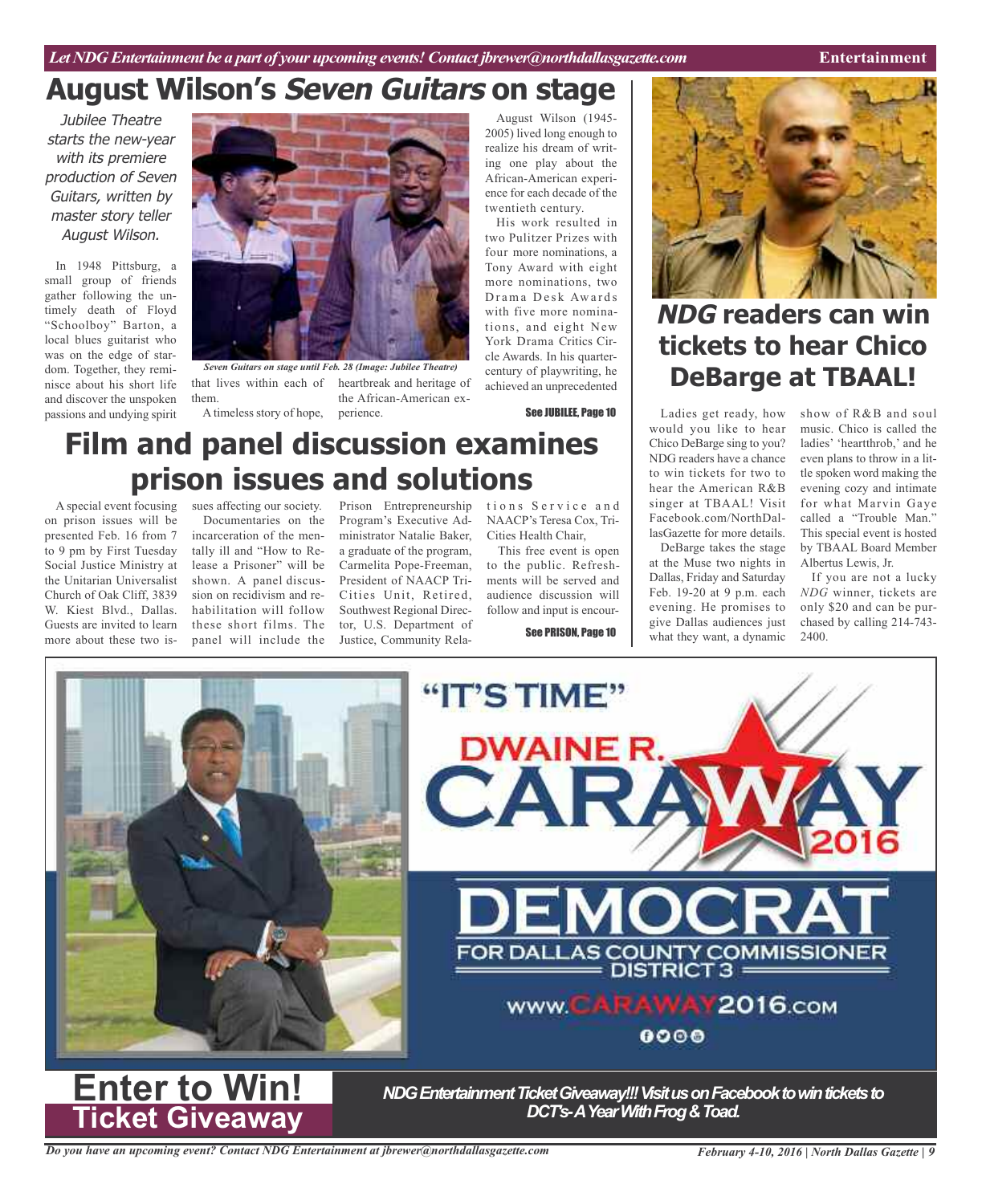# August Wilson's *Seven Guitars* on stage

*Jubilee Theatre starts the new-year with its premiere production of Seven Guitars, written by master story teller August Wilson.*

In 1948 Pittsburg, a small group of friends gather following the untimely death of Floyd "Schoolboy" Barton, a local blues guitarist who was on the edge of stardom. Together, they reminisce about his short life and discover the unspoken passions and undying spirit that lives within each of them.

*Seven Guitars on stage until Feb. 28 (Image: Jubilee Theatre)*

A timeless story of hope, heartbreak and heritage of the African-American experience.

August Wilson (1945-2005) lived long enough to realize his dream of writing one play about the African-American experience for each decade of the twentieth century.

His work resulted in two Pulitzer Prizes with four more nominations, a Tony Award with eight more nominations, two Drama Desk Awards with five more nominations, and eight New York Drama Critics Circle Awards. In his quarter-century of playwriting, he achieved an unprecedented

See JUBILEE, Page 10

# Film and panel discussion examines prison issues and solutions

A special event focusing on prison issues will be presented Feb. 16 from 7 to 9 pm by First Tuesday Social Justice Ministry at the Unitarian Universalist Church of Oak Cliff, 3839 W. Kiest Blvd., Dallas. Guests are invited to learn more about these two issues affecting our society.

Documentaries on the incarceration of the mentally ill and "How to Release a Prisoner" will be shown. A panel discussion on recidivism and rehabilitation will follow these short films. The panel will include the Prison Entrepreneurship Program's Executive Administrator Natalie Baker, a graduate of the program, Carmelita Pope-Freeman, President of NAACP Tri-Cities Unit, Retired, Southwest Regional Director, U.S. Department of Justice, Community Relations Service and NAACP's Teresa Cox, Tri-Cities Health Chair,

This free event is open to the public. Refreshments will be served and audience discussion will follow and input is encour-

See PRISON, Page 10

# *NDG* readers can win tickets to hear Chico DeBarge at TBAAL!

Ladies get ready, how would you like to hear Chico DeBarge sing to you? NDG readers have a chance to win tickets for two to hear the American R&B singer at TBAAL! Visit Facebook.com/NorthDallasGazette for more details.

DeBarge takes the stage at the Muse two nights in Dallas, Friday and Saturday Feb. 19-20 at 9 p.m. each evening. He promises to give Dallas audiences just what they want, a dynamic show of R&B and soul music. Chico is called the ladies' 'heartthrob,' and he even plans to throw in a little spoken word making the evening cozy and intimate for what Marvin Gaye called a "Trouble Man." This special event is hosted by TBAAL Board Member Albertus Lewis, Jr.

If you are not a lucky *NDG* winner, tickets are only $20 and can be purchased by calling 214-743-2400.

"IT'S TIME"

DWAINE R. CARAWAY 2016

DEMOCRAT

FOR DALLAS COUNTY COMMISSIONER DISTRICT 3

www.CARAWAY2016.com

# Enter to Win!
## Ticket Giveaway

***NDG Entertainment Ticket Giveaway!!! Visit us on Facebook to win tickets to DCT's-A Year With Frog & Toad.***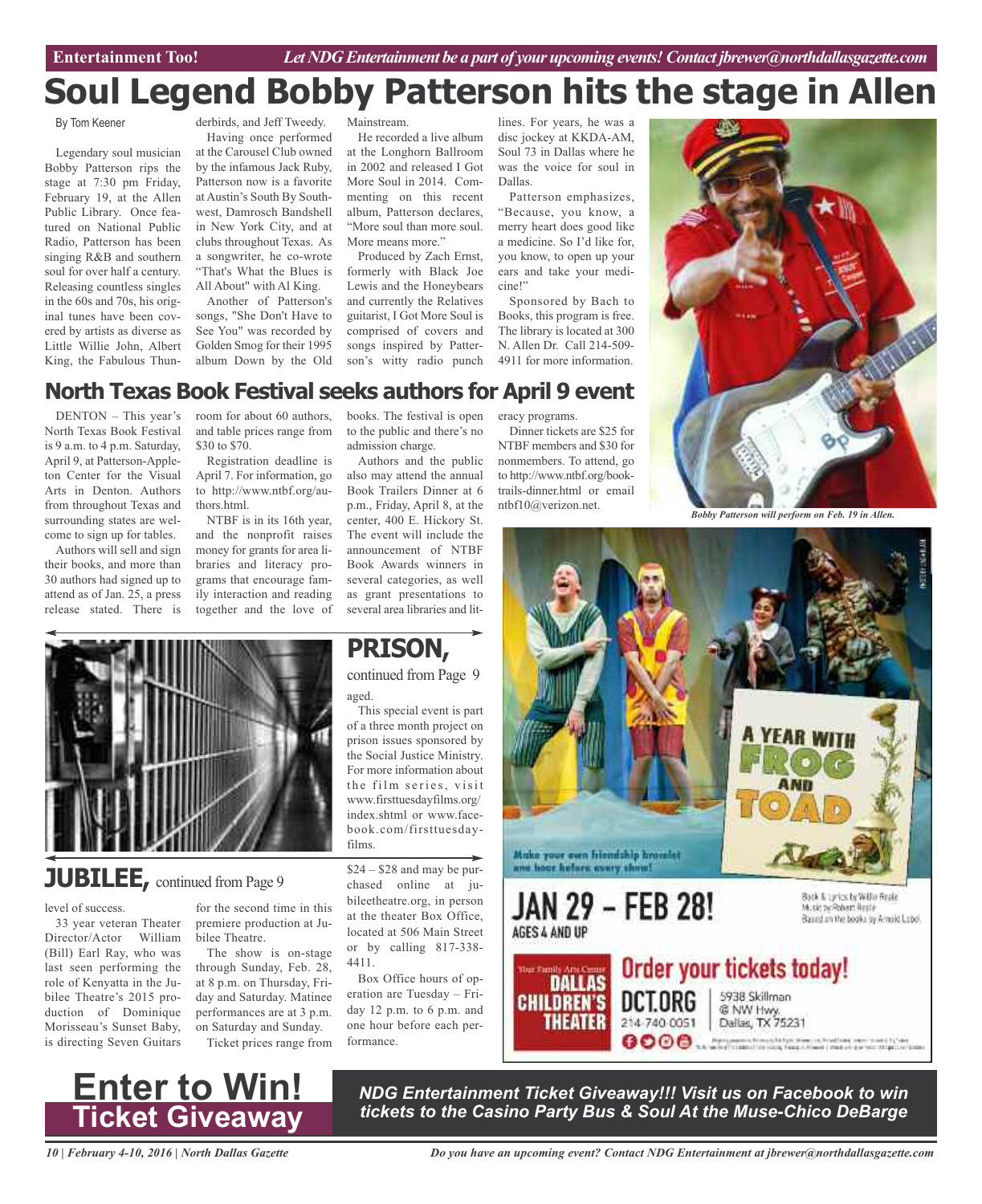# Soul Legend Bobby Patterson hits the stage in Allen

By Tom Keener

Legendary soul musician Bobby Patterson rips the stage at 7:30 pm Friday, February 19, at the Allen Public Library. Once featured on National Public Radio, Patterson has been singing R&B and southern soul for over half a century. Releasing countless singles in the 60s and 70s, his original tunes have been covered by artists as diverse as Little Willie John, Albert King, the Fabulous Thunderbirds, and Jeff Tweedy.

Having once performed at the Carousel Club owned by the infamous Jack Ruby, Patterson now is a favorite at Austin's South By Southwest, Damrosch Bandshell in New York City, and at clubs throughout Texas. As a songwriter, he co-wrote "That's What the Blues is All About" with Al King.

Another of Patterson's songs, "She Don't Have to See You" was recorded by Golden Smog for their 1995 album Down by the Old Mainstream.

He recorded a live album at the Longhorn Ballroom in 2002 and released I Got More Soul in 2014. Commenting on this recent album, Patterson declares, "More soul than more soul. More means more."

Produced by Zach Ernst, formerly with Black Joe Lewis and the Honeybears and currently the Relatives guitarist, I Got More Soul is comprised of covers and songs inspired by Patterson's witty radio punch lines. For years, he was a disc jockey at KKDA-AM, Soul 73 in Dallas where he was the voice for soul in Dallas.

Patterson emphasizes, "Because, you know, a merry heart does good like a medicine. So I'd like for, you know, to open up your ears and take your medicine!"

Sponsored by Bach to Books, this program is free. The library is located at 300 N. Allen Dr. Call 214-509-4911 for more information.

*Bobby Patterson will perform on Feb. 19 in Allen.*

## North Texas Book Festival seeks authors for April 9 event

DENTON – This year's North Texas Book Festival is 9 a.m. to 4 p.m. Saturday, April 9, at Patterson-Appleton Center for the Visual Arts in Denton. Authors from throughout Texas and surrounding states are welcome to sign up for tables.

Authors will sell and sign their books, and more than 30 authors had signed up to attend as of Jan. 25, a press release stated. There is room for about 60 authors, and table prices range from $30 to $70.

Registration deadline is April 7. For information, go to http://www.ntbf.org/authors.html.

NTBF is in its 16th year, and the nonprofit raises money for grants for area libraries and literacy programs that encourage family interaction and reading together and the love of books. The festival is open to the public and there's no admission charge.

Authors and the public also may attend the annual Book Trailers Dinner at 6 p.m., Friday, April 8, at the center, 400 E. Hickory St. The event will include the announcement of NTBF Book Awards winners in several categories, as well as grant presentations to several area libraries and literacy programs.

Dinner tickets are $25 for NTBF members and $30 for nonmembers. To attend, go to http://www.ntbf.org/booktrails-dinner.html or email ntbf10@verizon.net.

## PRISON,

continued from Page 9

aged.

This special event is part of a three month project on prison issues sponsored by the Social Justice Ministry. For more information about the film series, visit www.firsttuesdayfilms.org/index.shtml or www.facebook.com/firsttuesdayfilms.

## JUBILEE, continued from Page 9

level of success.

33 year veteran Theater Director/Actor William (Bill) Earl Ray, who was last seen performing the role of Kenyatta in the Jubilee Theatre's 2015 production of Dominique Morisseau's Sunset Baby, is directing Seven Guitars for the second time in this premiere production at Jubilee Theatre.

The show is on-stage through Sunday, Feb. 28, at 8 p.m. on Thursday, Friday and Saturday. Matinee performances are at 3 p.m. on Saturday and Sunday.

Ticket prices range from $24 – $28 and may be purchased online at jubileetheatre.org, in person at the theater Box Office, located at 506 Main Street or by calling 817-338-4411.

Box Office hours of operation are Tuesday – Friday 12 p.m. to 6 p.m. and one hour before each performance.

A YEAR WITH FROG AND TOAD

Make your own friendship bracelet one hour before every show!

JAN 29 – FEB 28!

AGES 4 AND UP

Book & Lyrics by Willie Reale
Music by Robert Reale
Based on the books by Arnold Lobel

Your Family Arts Center DALLAS CHILDREN'S THEATER

Order your tickets today!

DCT.ORG 214-740-0051

5938 Skillman @ NW Hwy. Dallas, TX 75231

**Enter to Win! Ticket Giveaway**

***NDG Entertainment Ticket Giveaway!!! Visit us on Facebook to win tickets to the Casino Party Bus & Soul At the Muse-Chico DeBarge***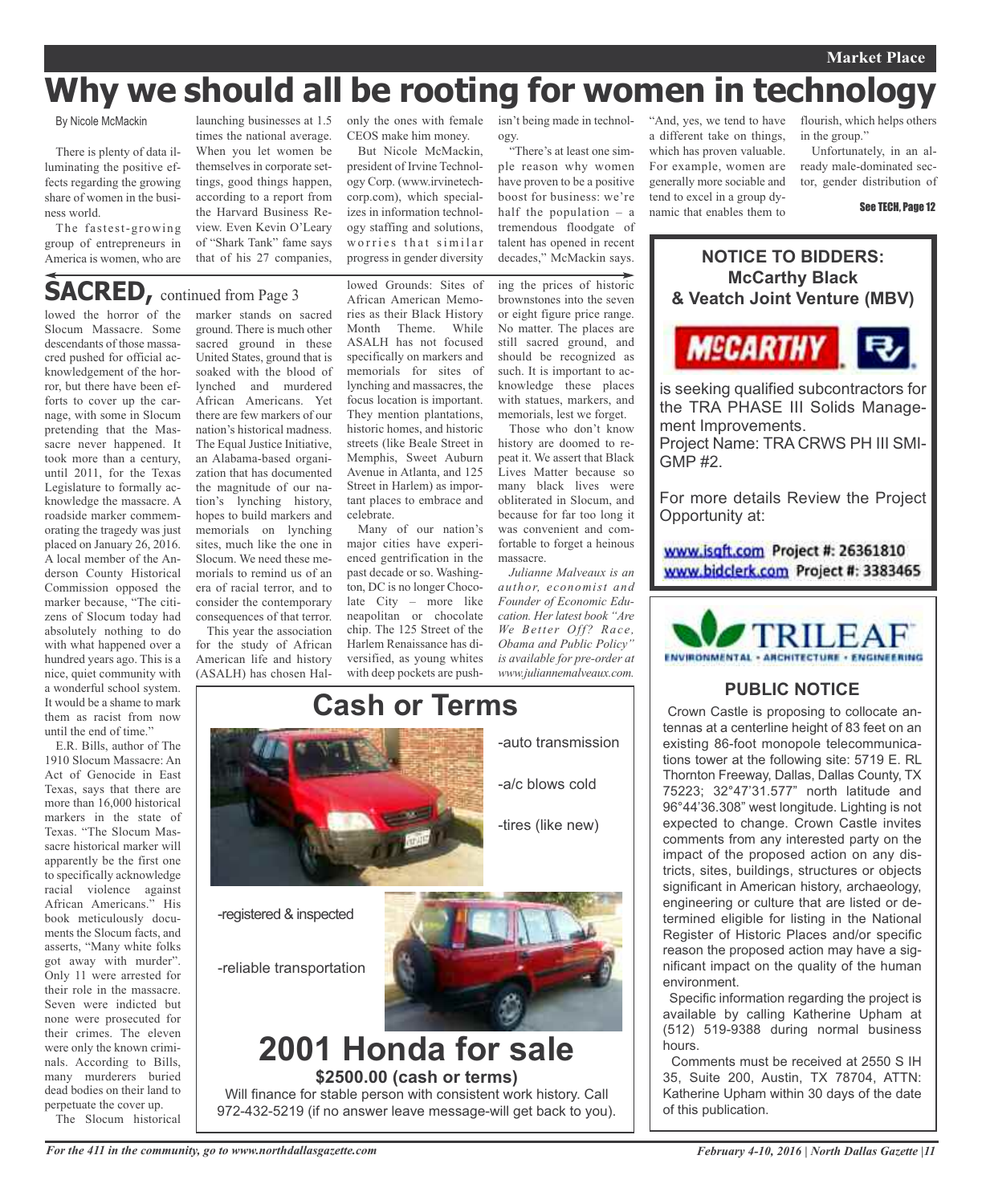Market Place

# Why we should all be rooting for women in technology

By Nicole McMackin

There is plenty of data illuminating the positive effects regarding the growing share of women in the business world.

The fastest-growing group of entrepreneurs in America is women, who are launching businesses at 1.5 times the national average. When you let women be themselves in corporate settings, good things happen, according to a report from the Harvard Business Review. Even Kevin O'Leary of "Shark Tank" fame says that of his 27 companies, only the ones with female CEOS make him money.

But Nicole McMackin, president of Irvine Technology Corp. (www.irvinetechcorp.com), which specializes in information technology staffing and solutions, worries that similar progress in gender diversity isn't being made in technology.

"There's at least one simple reason why women have proven to be a positive boost for business: we're half the population – a tremendous floodgate of talent has opened in recent decades," McMackin says.

"And, yes, we tend to have a different take on things, which has proven valuable. For example, women are generally more sociable and tend to excel in a group dynamic that enables them to flourish, which helps others in the group."

Unfortunately, in an already male-dominated sector, gender distribution of

See TECH, Page 12

## SACRED, continued from Page 3

lowed the horror of the Slocum Massacre. Some descendants of those massacred pushed for official acknowledgement of the horror, but there have been efforts to cover up the carnage, with some in Slocum pretending that the Massacre never happened. It took more than a century, until 2011, for the Texas Legislature to formally acknowledge the massacre. A roadside marker commemorating the tragedy was just placed on January 26, 2016. A local member of the Anderson County Historical Commission opposed the marker because, "The citizens of Slocum today had absolutely nothing to do with what happened over a hundred years ago. This is a nice, quiet community with a wonderful school system. It would be a shame to mark them as racist from now until the end of time."

E.R. Bills, author of The 1910 Slocum Massacre: An Act of Genocide in East Texas, says that there are more than 16,000 historical markers in the state of Texas. "The Slocum Massacre historical marker will apparently be the first one to specifically acknowledge racial violence against African Americans." His book meticulously documents the Slocum facts, and asserts, "Many white folks got away with murder". Only 11 were arrested for their role in the massacre. Seven were indicted but none were prosecuted for their crimes. The eleven were only the known criminals. According to Bills, many murderers buried dead bodies on their land to perpetuate the cover up.

The Slocum historical marker stands on sacred ground. There is much other sacred ground in these United States, ground that is soaked with the blood of lynched and murdered African Americans. Yet there are few markers of our nation's historical madness. The Equal Justice Initiative, an Alabama-based organization that has documented the magnitude of our nation's lynching history, hopes to build markers and memorials on lynching sites, much like the one in Slocum. We need these memorials to remind us of an era of racial terror, and to consider the contemporary consequences of that terror.

This year the association for the study of African American life and history (ASALH) has chosen Hallowed Grounds: Sites of African American Memories as their Black History Month Theme. While ASALH has not focused specifically on markers and memorials for sites of lynching and massacres, the focus location is important. They mention plantations, historic homes, and historic streets (like Beale Street in Memphis, Sweet Auburn Avenue in Atlanta, and 125 Street in Harlem) as important places to embrace and celebrate.

Many of our nation's major cities have experienced gentrification in the past decade or so. Washington, DC is no longer Chocolate City – more like neapolitan or chocolate chip. The 125 Street of the Harlem Renaissance has diversified, as young whites with deep pockets are pushing the prices of historic brownstones into the seven or eight figure price range. No matter. The places are still sacred ground, and should be recognized as such. It is important to acknowledge these places with statues, markers, and memorials, lest we forget.

Those who don't know history are doomed to repeat it. We assert that Black Lives Matter because so many black lives were obliterated in Slocum, and because for far too long it was convenient and comfortable to forget a heinous massacre.

*Julianne Malveaux is an author, economist and Founder of Economic Education. Her latest book "Are We Better Off? Race, Obama and Public Policy" is available for pre-order at www.juliannemalveaux.com.*

## NOTICE TO BIDDERS: McCarthy Black & Veatch Joint Venture (MBV)

MCCARTHY

is seeking qualified subcontractors for the TRA PHASE III Solids Management Improvements.
Project Name: TRA CRWS PH III SMI-GMP #2.

For more details Review the Project Opportunity at:

www.isqft.com Project #: 26361810
www.bidclerk.com Project #: 3383465

## Cash or Terms

- auto transmission
- a/c blows cold
- tires (like new)
- registered & inspected
- reliable transportation

## 2001 Honda for sale

**$2500.00 (cash or terms)**

Will finance for stable person with consistent work history. Call 972-432-5219 (if no answer leave message-will get back to you).

TRILEAF
ENVIRONMENTAL • ARCHITECTURE • ENGINEERING

## PUBLIC NOTICE

Crown Castle is proposing to collocate antennas at a centerline height of 83 feet on an existing 86-foot monopole telecommunications tower at the following site: 5719 E. RL Thornton Freeway, Dallas, Dallas County, TX 75223; 32°47'31.577" north latitude and 96°44'36.308" west longitude. Lighting is not expected to change. Crown Castle invites comments from any interested party on the impact of the proposed action on any districts, sites, buildings, structures or objects significant in American history, archaeology, engineering or culture that are listed or determined eligible for listing in the National Register of Historic Places and/or specific reason the proposed action may have a significant impact on the quality of the human environment.

Specific information regarding the project is available by calling Katherine Upham at (512) 519-9388 during normal business hours.

Comments must be received at 2550 S IH 35, Suite 200, Austin, TX 78704, ATTN: Katherine Upham within 30 days of the date of this publication.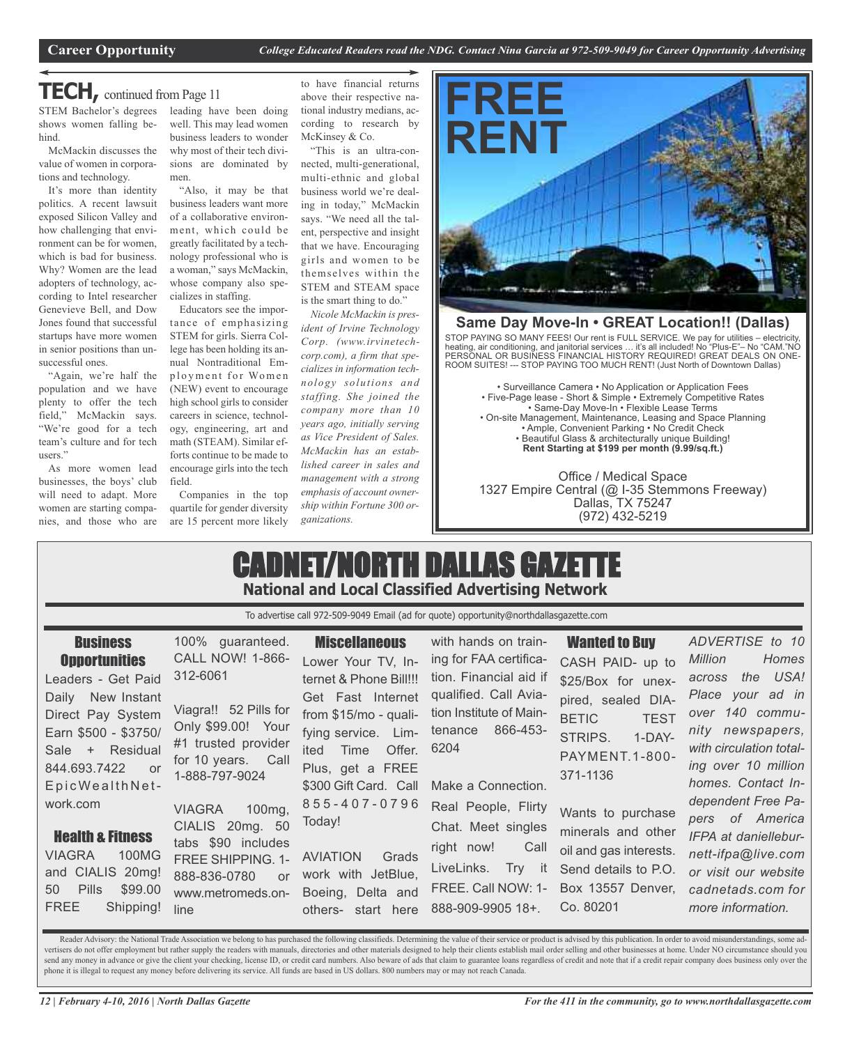## TECH, continued from Page 11

STEM Bachelor's degrees shows women falling behind.

McMackin discusses the value of women in corporations and technology.

It's more than identity politics. A recent lawsuit exposed Silicon Valley and how challenging that environment can be for women, which is bad for business. Why? Women are the lead adopters of technology, according to Intel researcher Genevieve Bell, and Dow Jones found that successful startups have more women in senior positions than unsuccessful ones.

"Again, we're half the population and we have plenty to offer the tech field," McMackin says. "We're good for a tech team's culture and for tech users."

As more women lead businesses, the boys' club will need to adapt. More women are starting companies, and those who are leading have been doing well. This may lead women business leaders to wonder why most of their tech divisions are dominated by men.

"Also, it may be that business leaders want more of a collaborative environment, which could be greatly facilitated by a technology professional who is a woman," says McMackin, whose company also specializes in staffing.

Educators see the importance of emphasizing STEM for girls. Sierra College has been holding its annual Nontraditional Employment for Women (NEW) event to encourage high school girls to consider careers in science, technology, engineering, art and math (STEAM). Similar efforts continue to be made to encourage girls into the tech field.

Companies in the top quartile for gender diversity are 15 percent more likely to have financial returns above their respective national industry medians, according to research by McKinsey & Co.

"This is an ultra-connected, multi-generational, multi-ethnic and global business world we're dealing in today," McMackin says. "We need all the talent, perspective and insight that we have. Encouraging girls and women to be themselves within the STEM and STEAM space is the smart thing to do."

*Nicole McMackin is president of Irvine Technology Corp. (www.irvinetechcorp.com), a firm that specializes in information technology solutions and staffing. She joined the company more than 10 years ago, initially serving as Vice President of Sales. McMackin has an established career in sales and management with a strong emphasis of account ownership within Fortune 300 organizations.*

---

# FREE RENT

**Same Day Move-In • GREAT Location!! (Dallas)**

STOP PAYING SO MANY FEES! Our rent is FULL SERVICE. We pay for utilities – electricity, heating, air conditioning, and janitorial services … it's all included! No "Plus-E"– No "CAM."NO PERSONAL OR BUSINESS FINANCIAL HISTORY REQUIRED! GREAT DEALS ON ONE-ROOM SUITES! --- STOP PAYING TOO MUCH RENT! (Just North of Downtown Dallas)

• Surveillance Camera • No Application or Application Fees
• Five-Page lease - Short & Simple • Extremely Competitive Rates
• Same-Day Move-In • Flexible Lease Terms
• On-site Management, Maintenance, Leasing and Space Planning
• Ample, Convenient Parking • No Credit Check
• Beautiful Glass & architecturally unique Building!
**Rent Starting at $199 per month (9.99/sq.ft.)**

Office / Medical Space
1327 Empire Central (@ I-35 Stemmons Freeway)
Dallas, TX 75247
(972) 432-5219

---

# CADNET/NORTH DALLAS GAZETTE

**National and Local Classified Advertising Network**

To advertise call 972-509-9049 Email (ad for quote) opportunity@northdallasgazette.com

### Business Opportunities

Leaders - Get Paid Daily New Instant Direct Pay System Earn $500 - $3750/ Sale + Residual 844.693.7422 or EpicWealthNetwork.com

### Health & Fitness

VIAGRA 100MG and CIALIS 20mg! 50 Pills $99.00 FREE Shipping! 100% guaranteed. CALL NOW! 1-866-312-6061

Viagra!! 52 Pills for Only $99.00! Your #1 trusted provider for 10 years. Call 1-888-797-9024

VIAGRA 100mg, CIALIS 20mg. 50 tabs $90 includes FREE SHIPPING. 1-888-836-0780 or www.metromeds.online

### Miscellaneous

Lower Your TV, Internet & Phone Bill!!! Get Fast Internet from $15/mo - qualifying service. Limited Time Offer. Plus, get a FREE $300 Gift Card. Call 855-407-0796 Today!

AVIATION Grads work with JetBlue, Boeing, Delta and others- start here with hands on training for FAA certification. Financial aid if qualified. Call Aviation Institute of Maintenance 866-453-6204

Make a Connection. Real People, Flirty Chat. Meet singles right now! Call LiveLinks. Try it FREE. Call NOW: 1-888-909-9905 18+.

### Wanted to Buy

CASH PAID- up to $25/Box for unexpired, sealed DIABETIC TEST STRIPS. 1-DAY-PAYMENT.1-800-371-1136

Wants to purchase minerals and other oil and gas interests. Send details to P.O. Box 13557 Denver, Co. 80201

*ADVERTISE to 10 Million Homes across the USA! Place your ad in over 140 community newspapers, with circulation totaling over 10 million homes. Contact Independent Free Papers of America IFPA at danielleburnett-ifpa@live.com or visit our website cadnetads.com for more information.*

Reader Advisory: the National Trade Association we belong to has purchased the following classifieds. Determining the value of their service or product is advised by this publication. In order to avoid misunderstandings, some advertisers do not offer employment but rather supply the readers with manuals, directories and other materials designed to help their clients establish mail order selling and other businesses at home. Under NO circumstance should you send any money in advance or give the client your checking, license ID, or credit card numbers. Also beware of ads that claim to guarantee loans regardless of credit and note that if a credit repair company does business only over the phone it is illegal to request any money before delivering its service. All funds are based in US dollars. 800 numbers may or may not reach Canada.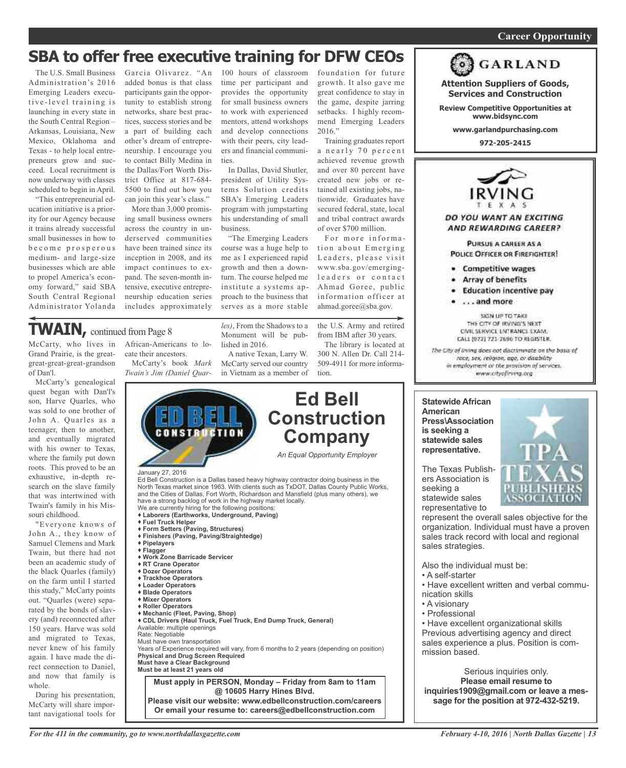Career Opportunity

# SBA to offer free executive training for DFW CEOs

The U.S. Small Business Administration's 2016 Emerging Leaders executive-level training is launching in every state in the South Central Region – Arkansas, Louisiana, New Mexico, Oklahoma and Texas - to help local entrepreneurs grow and succeed. Local recruitment is now underway with classes scheduled to begin in April.

"This entrepreneurial education initiative is a priority for our Agency because it trains already successful small businesses in how to become prosperous medium- and large-size businesses which are able to propel America's economy forward," said SBA South Central Regional Administrator Yolanda Garcia Olivarez. "An added bonus is that class participants gain the opportunity to establish strong networks, share best practices, success stories and be a part of building each other's dream of entrepreneurship. I encourage you to contact Billy Medina in the Dallas/Fort Worth District Office at 817-684-5500 to find out how you can join this year's class."

More than 3,000 promising small business owners across the country in underserved communities have been trained since its inception in 2008, and its impact continues to expand. The seven-month intensive, executive entrepreneurship education series includes approximately 100 hours of classroom time per participant and provides the opportunity for small business owners to work with experienced mentors, attend workshops and develop connections with their peers, city leaders and financial communities.

In Dallas, David Shutler, president of Utility Systems Solution credits SBA's Emerging Leaders program with jumpstarting his understanding of small business.

"The Emerging Leaders course was a huge help to me as I experienced rapid growth and then a downturn. The course helped me institute a systems approach to the business that serves as a more stable foundation for future growth. It also gave me great confidence to stay in the game, despite jarring setbacks. I highly recommend Emerging Leaders 2016."

Training graduates report a nearly 70 percent achieved revenue growth and over 80 percent have created new jobs or retained all existing jobs, nationwide. Graduates have secured federal, state, local and tribal contract awards of over $700 million.

For more information about Emerging Leaders, please visit www.sba.gov/emerging-leaders or contact Ahmad Goree, public information officer at ahmad.goree@sba.gov.

## TWAIN, continued from Page 8

McCarty, who lives in Grand Prairie, is the great-great-great-great-grandson of Dan'l.

McCarty's genealogical quest began with Dan'l's son, Harve Quarles, who was sold to one brother of John A. Quarles as a teenager, then to another, and eventually migrated with his owner to Texas, where the family put down roots. This proved to be an exhaustive, in-depth research on the slave family that was intertwined with Twain's family in his Missouri childhood.

"Everyone knows of John A., they know of Samuel Clemens and Mark Twain, but there had not been an academic study of the black Quarles (family) on the farm until I started this study," McCarty points out. "Quarles (were) separated by the bonds of slavery (and) reconnected after 150 years. Harve was sold and migrated to Texas, never knew of his family again. I have made the direct connection to Daniel, and now that family is whole.

During his presentation, McCarty will share important navigational tools for African-Americans to locate their ancestors.

McCarty's book *Mark Twain's Jim (Daniel Quarles)*, From the Shadows to a Monument will be published in 2016.

A native Texan, Larry W. McCarty served our country in Vietnam as a member of the U.S. Army and retired from IBM after 30 years.

The library is located at 300 N. Allen Dr. Call 214-509-4911 for more information.

## Ed Bell Construction Company

*An Equal Opportunity Employer*

January 27, 2016

Ed Bell Construction is a Dallas based heavy highway contractor doing business in the North Texas market since 1963. With clients such as TxDOT, Dallas County Public Works, and the Cities of Dallas, Fort Worth, Richardson and Mansfield (plus many others), we have a strong backlog of work in the highway market locally.

We are currently hiring for the following positions:

- **Laborers (Earthworks, Underground, Paving)**
- **Fuel Truck Helper**
- **Form Setters (Paving, Structures)**
- **Finishers (Paving, Paving/Straightedge)**
- **Pipelayers**
- **Flagger**
- **Work Zone Barricade Servicer**
- **RT Crane Operator**
- **Dozer Operators**
- **Trackhoe Operators**
- **Loader Operators**
- **Blade Operators**
- **Mixer Operators**
- **Roller Operators**
- **Mechanic (Fleet, Paving, Shop)**
- **CDL Drivers (Haul Truck, Fuel Truck, End Dump Truck, General)**

Available: multiple openings

Rate: Negotiable

Must have own transportation

Years of Experience required will vary, from 6 months to 2 years (depending on position)

**Physical and Drug Screen Required**

**Must have a Clear Background**

**Must be at least 21 years old**

**Must apply in PERSON, Monday – Friday from 8am to 11am @ 10605 Harry Hines Blvd.**

**Please visit our website: www.edbellconstruction.com/careers Or email your resume to: careers@edbellconstruction.com**

## GARLAND

**Attention Suppliers of Goods, Services and Construction**

**Review Competitive Opportunities at www.bidsync.com**

**www.garlandpurchasing.com**

**972-205-2415**

## IRVING TEXAS

***DO YOU WANT AN EXCITING AND REWARDING CAREER?***

**PURSUE A CAREER AS A POLICE OFFICER OR FIREFIGHTER!**

- **Competitive wages**
- **Array of benefits**
- **Education incentive pay**
- **. . . and more**

SIGN UP TO TAKE THE CITY OF IRVING'S NEXT CIVIL SERVICE ENTRANCE EXAM. CALL (972) 721-2696 TO REGISTER.

*The City of Irving does not discriminate on the basis of race, sex, religion, age, or disability in employment or the provision of services. www.cityofirving.org*

**Statewide African American Press\Association is seeking a statewide sales representative.**

TPA TEXAS PUBLISHERS ASSOCIATION

The Texas Publishers Association is seeking a statewide sales representative to represent the overall sales objective for the organization. Individual must have a proven sales track record with local and regional sales strategies.

Also the individual must be:

- A self-starter
- Have excellent written and verbal communication skills
- A visionary
- Professional
- Have excellent organizational skills

Previous advertising agency and direct sales experience a plus. Position is commission based.

Serious inquiries only.

**Please email resume to inquiries1909@gmail.com or leave a message for the position at 972-432-5219.**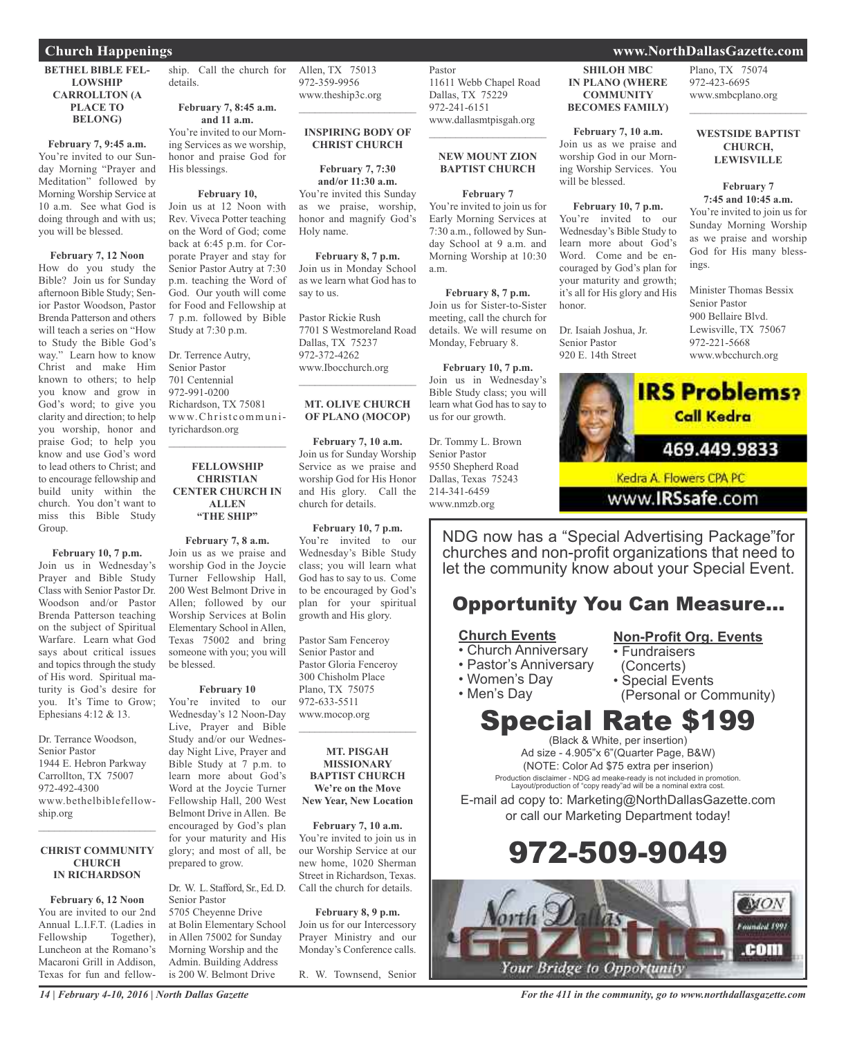## Church Happenings

### BETHEL BIBLE FELLOWSHIP CARROLLTON (A PLACE TO BELONG)

**February 7, 9:45 a.m.**
You're invited to our Sunday Morning "Prayer and Meditation" followed by Morning Worship Service at 10 a.m. See what God is doing through and with us; you will be blessed.

**February 7, 12 Noon**
How do you study the Bible? Join us for Sunday afternoon Bible Study; Senior Pastor Woodson, Pastor Brenda Patterson and others will teach a series on "How to Study the Bible God's way." Learn how to know Christ and make Him known to others; to help you know and grow in God's word; to give you clarity and direction; to help you worship, honor and praise God; to help you know and use God's word to lead others to Christ; and to encourage fellowship and build unity within the church. You don't want to miss this Bible Study Group.

**February 10, 7 p.m.**
Join us in Wednesday's Prayer and Bible Study Class with Senior Pastor Dr. Woodson and/or Pastor Brenda Patterson teaching on the subject of Spiritual Warfare. Learn what God says about critical issues and topics through the study of His word. Spiritual maturity is God's desire for you. It's Time to Grow; Ephesians 4:12 & 13.

Dr. Terrance Woodson,
Senior Pastor
1944 E. Hebron Parkway
Carrollton, TX 75007
972-492-4300
www.bethelbiblefellowship.org

---

### CHRIST COMMUNITY CHURCH IN RICHARDSON

**February 6, 12 Noon**
You are invited to our 2nd Annual L.I.F.T. (Ladies in Fellowship Together), Luncheon at the Romano's Macaroni Grill in Addison, Texas for fun and fellowship. Call the church for details.

**February 7, 8:45 a.m. and 11 a.m.**
You're invited to our Morning Services as we worship, honor and praise God for His blessings.

**February 10,**
Join us at 12 Noon with Rev. Viveca Potter teaching on the Word of God; come back at 6:45 p.m. for Corporate Prayer and stay for Senior Pastor Autry at 7:30 p.m. teaching the Word of God. Our youth will come for Food and Fellowship at 7 p.m. followed by Bible Study at 7:30 p.m.

Dr. Terrence Autry,
Senior Pastor
701 Centennial
972-991-0200
Richardson, TX 75081
www.Christcommunityrichardson.org

---

### FELLOWSHIP CHRISTIAN CENTER CHURCH IN ALLEN "THE SHIP"

**February 7, 8 a.m.**
Join us as we praise and worship God in the Joycie Turner Fellowship Hall, 200 West Belmont Drive in Allen; followed by our Worship Services at Bolin Elementary School in Allen, Texas 75002 and bring someone with you; you will be blessed.

**February 10**
You're invited to our Wednesday's 12 Noon-Day Live, Prayer and Bible Study and/or our Wednesday Night Live, Prayer and Bible Study at 7 p.m. to learn more about God's Word at the Joycie Turner Fellowship Hall, 200 West Belmont Drive in Allen. Be encouraged by God's plan for your maturity and His glory; and most of all, be prepared to grow.

Dr. W. L. Stafford, Sr., Ed. D.
Senior Pastor
5705 Cheyenne Drive
at Bolin Elementary School in Allen 75002 for Sunday Morning Worship and the Admin. Building Address is 200 W. Belmont Drive
Allen, TX 75013
972-359-9956
www.theship3c.org

---

### INSPIRING BODY OF CHRIST CHURCH

**February 7, 7:30 and/or 11:30 a.m.**
You're invited this Sunday as we praise, worship, honor and magnify God's Holy name.

**February 8, 7 p.m.**
Join us in Monday School as we learn what God has to say to us.

Pastor Rickie Rush
7701 S Westmoreland Road
Dallas, TX 75237
972-372-4262
www.Ibocchurch.org

---

### MT. OLIVE CHURCH OF PLANO (MOCOP)

**February 7, 10 a.m.**
Join us for Sunday Worship Service as we praise and worship God for His Honor and His glory. Call the church for details.

**February 10, 7 p.m.**
You're invited to our Wednesday's Bible Study class; you will learn what God has to say to us. Come to be encouraged by God's plan for your spiritual growth and His glory.

Pastor Sam Fenceroy
Senior Pastor and
Pastor Gloria Fenceroy
300 Chisholm Place
Plano, TX 75075
972-633-5511
www.mocop.org

---

### MT. PISGAH MISSIONARY BAPTIST CHURCH We're on the Move New Year, New Location

**February 7, 10 a.m.**
You're invited to join us in our Worship Service at our new home, 1020 Sherman Street in Richardson, Texas. Call the church for details.

**February 8, 9 p.m.**
Join us for our Intercessory Prayer Ministry and our Monday's Conference calls.

R. W. Townsend, Senior Pastor
11611 Webb Chapel Road
Dallas, TX 75229
972-241-6151
www.dallasmtpisgah.org

---

### NEW MOUNT ZION BAPTIST CHURCH

**February 7**
You're invited to join us for Early Morning Services at 7:30 a.m., followed by Sunday School at 9 a.m. and Morning Worship at 10:30 a.m.

**February 8, 7 p.m.**
Join us for Sister-to-Sister meeting, call the church for details. We will resume on Monday, February 8.

**February 10, 7 p.m.**
Join us in Wednesday's Bible Study class; you will learn what God has to say to us for our growth.

Dr. Tommy L. Brown
Senior Pastor
9550 Shepherd Road
Dallas, Texas 75243
214-341-6459
www.nmzb.org

---

### SHILOH MBC IN PLANO (WHERE COMMUNITY BECOMES FAMILY)

**February 7, 10 a.m.**
Join us as we praise and worship God in our Morning Worship Services. You will be blessed.

**February 10, 7 p.m.**
You're invited to our Wednesday's Bible Study to learn more about God's Word. Come and be encouraged by God's plan for your maturity and growth; it's all for His glory and His honor.

Dr. Isaiah Joshua, Jr.
Senior Pastor
920 E. 14th Street
Plano, TX 75074
972-423-6695
www.smbcplano.org

---

### WESTSIDE BAPTIST CHURCH, LEWISVILLE

**February 7 7:45 and 10:45 a.m.**
You're invited to join us for Sunday Morning Worship as we praise and worship God for His many blessings.

Minister Thomas Bessix
Senior Pastor
900 Bellaire Blvd.
Lewisville, TX 75067
972-221-5668
www.wbcchurch.org

---

**IRS Problems? Call Kedra**
469.449.9833
Kedra A. Flowers CPA PC
www.IRSsafe.com

---

NDG now has a "Special Advertising Package" for churches and non-profit organizations that need to let the community know about your Special Event.

## Opportunity You Can Measure...

**Church Events**
- Church Anniversary
- Pastor's Anniversary
- Women's Day
- Men's Day

**Non-Profit Org. Events**
- Fundraisers (Concerts)
- Special Events (Personal or Community)

## Special Rate $199

(Black & White, per insertion)
Ad size - 4.905"x 6"(Quarter Page, B&W)
(NOTE: Color Ad $75 extra per inserion)
Production disclaimer - NDG ad meake-ready is not included in promotion. Layout/production of "copy ready"ad will be a nominal extra cost.

E-mail ad copy to: Marketing@NorthDallasGazette.com or call our Marketing Department today!

## 972-509-9049

North Dallas Gazette.com — Your Bridge to Opportunity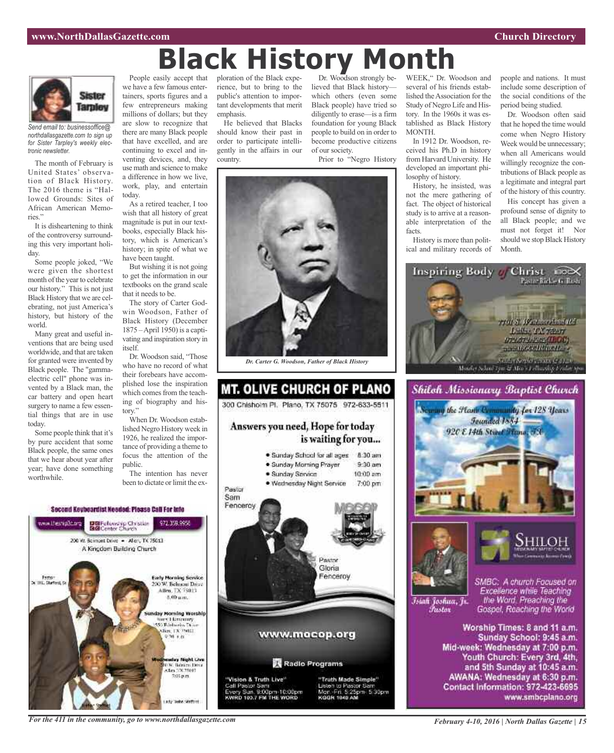# Black History Month

Sister Tarpley

*Send email to: businessoffice@northdallasgazette.com to sign up for Sister Tarpley's weekly electronic newsletter.*

The month of February is United States' observation of Black History. The 2016 theme is "Hallowed Grounds: Sites of African American Memories."

It is disheartening to think of the controversy surrounding this very important holiday.

Some people joked, "We were given the shortest month of the year to celebrate our history." This is not just Black History that we are celebrating, not just America's history, but history of the world.

Many great and useful inventions that are being used worldwide, and that are taken for granted were invented by Black people. The "gamma-electric cell" phone was invented by a Black man, the car battery and open heart surgery to name a few essential things that are in use today.

Some people think that it's by pure accident that some Black people, the same ones that we hear about year after year; have done something worthwhile.

People easily accept that we have a few famous entertainers, sports figures and a few entrepreneurs making millions of dollars; but they are slow to recognize that there are many Black people that have excelled, and are continuing to excel and inventing devices, and, they use math and science to make a difference in how we live, work, play, and entertain today.

As a retired teacher, I too wish that all history of great magnitude is put in our textbooks, especially Black history, which is American's history; in spite of what we have been taught.

But wishing it is not going to get the information in our textbooks on the grand scale that it needs to be.

The story of Carter Godwin Woodson, Father of Black History (December 1875 – April 1950) is a captivating and inspiration story in itself.

Dr. Woodson said, "Those who have no record of what their forebears have accomplished lose the inspiration which comes from the teaching of biography and history."

When Dr. Woodson established Negro History week in 1926, he realized the importance of providing a theme to focus the attention of the public.

The intention has never been to dictate or limit the exploration of the Black experience, but to bring to the public's attention to important developments that merit emphasis.

He believed that Blacks should know their past in order to participate intelligently in the affairs in our country.

Dr. Woodson strongly believed that Black history—which others (even some Black people) have tried so diligently to erase—is a firm foundation for young Black people to build on in order to become productive citizens of our society.

Prior to "Negro History WEEK," Dr. Woodson and several of his friends established the Association for the Study of Negro Life and History. In the 1960s it was established as Black History MONTH.

In 1912 Dr. Woodson, received his Ph.D in history from Harvard University. He developed an important philosophy of history.

History, he insisted, was not the mere gathering of fact. The object of historical study is to arrive at a reasonable interpretation of the facts.

History is more than political and military records of people and nations. It must include some description of the social conditions of the period being studied.

Dr. Woodson often said that he hoped the time would come when Negro History Week would be unnecessary; when all Americans would willingly recognize the contributions of Black people as a legitimate and integral part of the history of this country.

His concept has given a profound sense of dignity to all Black people; and we must not forget it! Nor should we stop Black History Month.

*Dr. Carter G. Woodson, Father of Black History*

**MT. OLIVE CHURCH OF PLANO**

300 Chisholm Pl. Plano, TX 75075 972-633-5511

**Answers you need, Hope for today is waiting for you...**

- Sunday School for all ages 8:30 am
- Sunday Morning Prayer 9:30 am
- Sunday Service 10:00 am
- Wednesday Night Service 7:00 pm

Pastor Sam Fenceroy

Pastor Gloria Fenceroy

www.mocop.org

Radio Programs

"Vision & Truth Live"
Call Pastor Sam
Every Sun. 9:00pm-10:00pm
KWRD 103.7 FM THE WORD

"Truth Made Simple"
Listen to Pastor Sam
Mon.-Fri. 5:25pm- 5:30pm
KGGR 1040 AM

**Second Keyboardist Needed: Please Call For Info**

www.thesmp1c.org | Fellowship Christian Center Church | 972.359.9956

200 W. Belmont Drive • Allen, TX 75013

A Kingdom Building Church

Pastor Dr. W.L. Stafford, Sr.

Early Morning Service
200 W. Belmont Drive
Allen, TX 75013
8:00 a.m.

Sunday Morning Worship
Story Elementary
1550 Edelweiss Drive
Allen, TX 75002
9:30 a.m.

Wednesday Night Live
200 W. Belmont Drive
Allen, TX 75013
7:00 p.m.

Lady Stafford

**Inspiring Body of Christ**

Pastor Rickie G. Rush

7701 S. Westmoreland Rd.
Dallas, TX 75237
972-372-4262 (IBOC)
www.IBOCCHURCH.org

Sunday Services at 8 & 11 a.m.
Monday School 7pm & Men's Fellowship Friday 7pm

**Shiloh Missionary Baptist Church**

Serving the Plano Community for 128 Years
Founded 1884
920 E 14th Street Plano, TX

SHILOH MISSIONARY BAPTIST CHURCH

Isiah Joshua, Jr. Pastor

SMBC: A church Focused on Excellence while Teaching the Word, Preaching the Gospel, Reaching the World

Worship Times: 8 and 11 a.m.
Sunday School: 9:45 a.m.
Mid-week: Wednesday at 7:00 p.m.
Youth Church: Every 3rd, 4th, and 5th Sunday at 10:45 a.m.
AWANA: Wednesday at 6:30 p.m.
Contact Information: 972-423-6695
www.smbcplano.org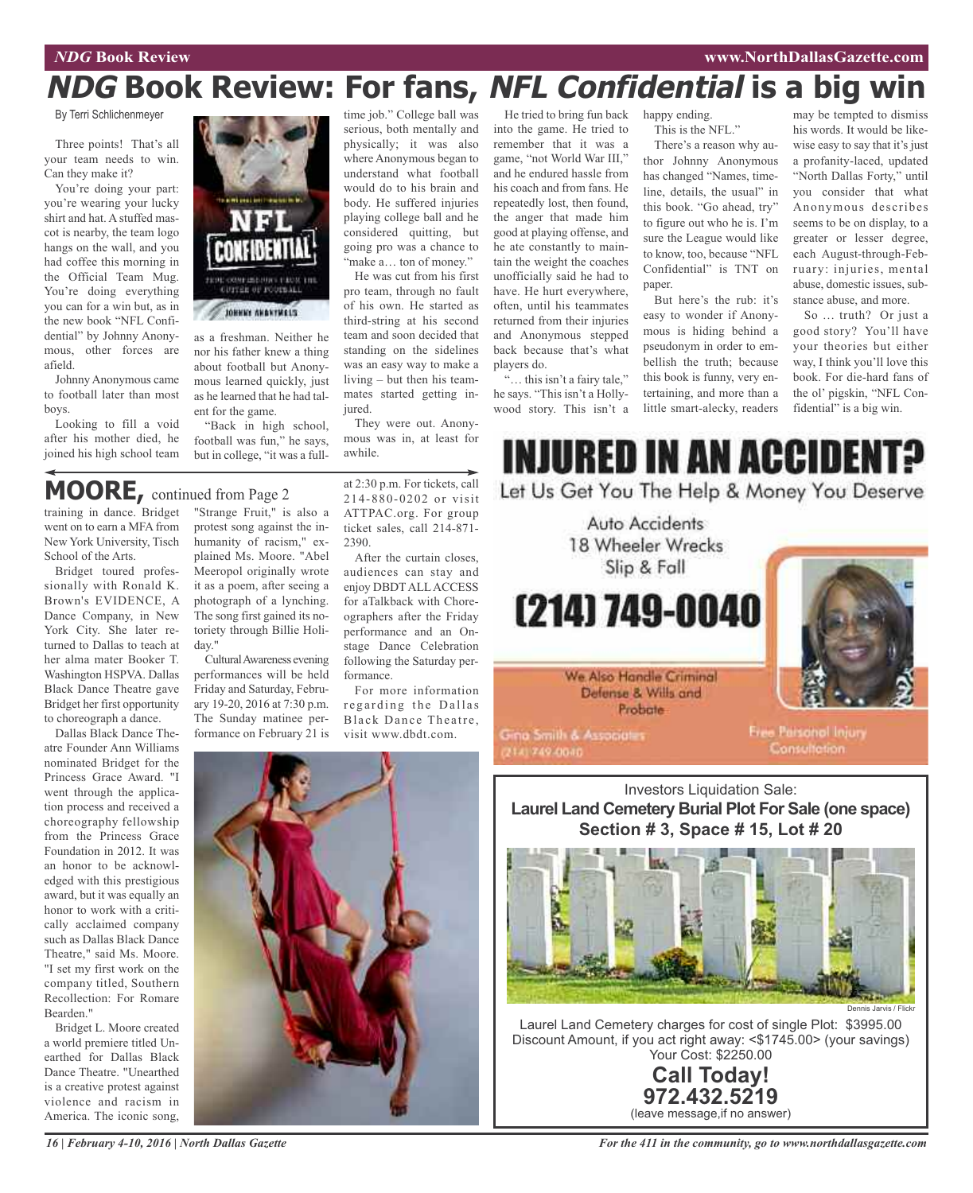# NDG Book Review: For fans, *NFL Confidential* is a big win

By Terri Schlichenmeyer

Three points! That's all your team needs to win. Can they make it?

You're doing your part: you're wearing your lucky shirt and hat. A stuffed mascot is nearby, the team logo hangs on the wall, and you had coffee this morning in the Official Team Mug. You're doing everything you can for a win but, as in the new book "NFL Confidential" by Johnny Anonymous, other forces are afield.

Johnny Anonymous came to football later than most boys.

Looking to fill a void after his mother died, he joined his high school team as a freshman. Neither he nor his father knew a thing about football but Anonymous learned quickly, just as he learned that he had talent for the game.

"Back in high school, football was fun," he says, but in college, "it was a full-time job." College ball was serious, both mentally and physically; it was also where Anonymous began to understand what football would do to his brain and body. He suffered injuries playing college ball and he considered quitting, but going pro was a chance to "make a… ton of money."

He was cut from his first pro team, through no fault of his own. He started as third-string at his second team and soon decided that standing on the sidelines was an easy way to make a living – but then his teammates started getting injured.

They were out. Anonymous was in, at least for awhile.

He tried to bring fun back into the game. He tried to remember that it was a game, "not World War III," and he endured hassle from his coach and from fans. He repeatedly lost, then found, the anger that made him good at playing offense, and he ate constantly to maintain the weight the coaches unofficially said he had to have. He hurt everywhere, often, until his teammates returned from their injuries and Anonymous stepped back because that's what players do.

"… this isn't a fairy tale," he says. "This isn't a Hollywood story. This isn't a happy ending.

This is the NFL."

There's a reason why author Johnny Anonymous has changed "Names, timeline, details, the usual" in this book. "Go ahead, try" to figure out who he is. I'm sure the League would like to know, too, because "NFL Confidential" is TNT on paper.

But here's the rub: it's easy to wonder if Anonymous is hiding behind a pseudonym in order to embellish the truth; because this book is funny, very entertaining, and more than a little smart-alecky, readers may be tempted to dismiss his words. It would be likewise easy to say that it's just a profanity-laced, updated "North Dallas Forty," until you consider that what Anonymous describes seems to be on display, to a greater or lesser degree, each August-through-February: injuries, mental abuse, domestic issues, substance abuse, and more.

So … truth? Or just a good story? You'll have your theories but either way, I think you'll love this book. For die-hard fans of the ol' pigskin, "NFL Confidential" is a big win.

## MOORE, continued from Page 2

training in dance. Bridget went on to earn a MFA from New York University, Tisch School of the Arts.

Bridget toured professionally with Ronald K. Brown's EVIDENCE, A Dance Company, in New York City. She later returned to Dallas to teach at her alma mater Booker T. Washington HSPVA. Dallas Black Dance Theatre gave Bridget her first opportunity to choreograph a dance.

Dallas Black Dance Theatre Founder Ann Williams nominated Bridget for the Princess Grace Award. "I went through the application process and received a choreography fellowship from the Princess Grace Foundation in 2012. It was an honor to be acknowledged with this prestigious award, but it was equally an honor to work with a critically acclaimed company such as Dallas Black Dance Theatre," said Ms. Moore. "I set my first work on the company titled, Southern Recollection: For Romare Bearden."

Bridget L. Moore created a world premiere titled Unearthed for Dallas Black Dance Theatre. "Unearthed is a creative protest against violence and racism in America. The iconic song, "Strange Fruit," is also a protest song against the inhumanity of racism," explained Ms. Moore. "Abel Meeropol originally wrote it as a poem, after seeing a photograph of a lynching. The song first gained its notoriety through Billie Holiday."

Cultural Awareness evening performances will be held Friday and Saturday, February 19-20, 2016 at 7:30 p.m. The Sunday matinee performance on February 21 is at 2:30 p.m. For tickets, call 214-880-0202 or visit ATTPAC.org. For group ticket sales, call 214-871-2390.

After the curtain closes, audiences can stay and enjoy DBDT ALL ACCESS for aTalkback with Choreographers after the Friday performance and an Onstage Dance Celebration following the Saturday performance.

For more information regarding the Dallas Black Dance Theatre, visit www.dbdt.com.

**INJURED IN AN ACCIDENT?**

Let Us Get You The Help & Money You Deserve

Auto Accidents
18 Wheeler Wrecks
Slip & Fall

**(214) 749-0040**

We Also Handle Criminal Defense & Wills and Probate

Gina Smith & Associates
(214) 749-0040

Free Personal Injury Consultation

Investors Liquidation Sale:
**Laurel Land Cemetery Burial Plot For Sale (one space)**
**Section # 3, Space # 15, Lot # 20**

Dennis Jarvis / Flickr

Laurel Land Cemetery charges for cost of single Plot: $3995.00
Discount Amount, if you act right away: <$1745.00> (your savings)
Your Cost: $2250.00

**Call Today!**
**972.432.5219**
(leave message,if no answer)